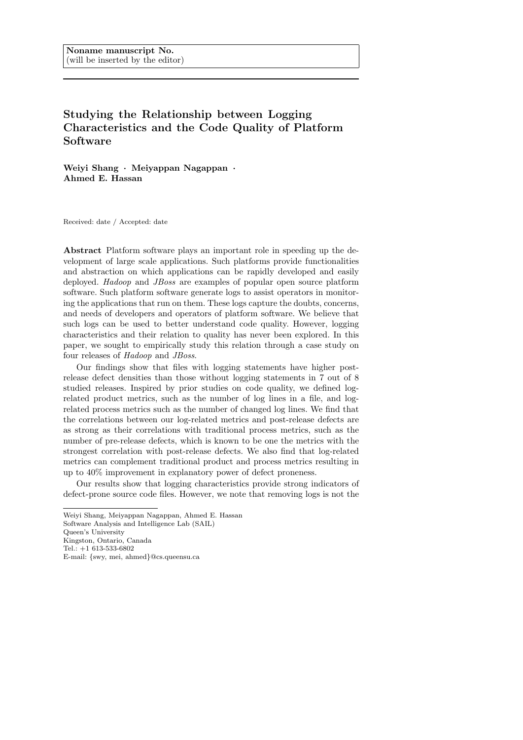**Noname manuscript No.**
(will be inserted by the editor)

# Studying the Relationship between Logging Characteristics and the Code Quality of Platform Software

**Weiyi Shang · Meiyappan Nagappan · Ahmed E. Hassan**

Received: date / Accepted: date

**Abstract** Platform software plays an important role in speeding up the development of large scale applications. Such platforms provide functionalities and abstraction on which applications can be rapidly developed and easily deployed. *Hadoop* and *JBoss* are examples of popular open source platform software. Such platform software generate logs to assist operators in monitoring the applications that run on them. These logs capture the doubts, concerns, and needs of developers and operators of platform software. We believe that such logs can be used to better understand code quality. However, logging characteristics and their relation to quality has never been explored. In this paper, we sought to empirically study this relation through a case study on four releases of *Hadoop* and *JBoss*.

Our findings show that files with logging statements have higher post-release defect densities than those without logging statements in 7 out of 8 studied releases. Inspired by prior studies on code quality, we defined log-related product metrics, such as the number of log lines in a file, and log-related process metrics such as the number of changed log lines. We find that the correlations between our log-related metrics and post-release defects are as strong as their correlations with traditional process metrics, such as the number of pre-release defects, which is known to be one the metrics with the strongest correlation with post-release defects. We also find that log-related metrics can complement traditional product and process metrics resulting in up to 40% improvement in explanatory power of defect proneness.

Our results show that logging characteristics provide strong indicators of defect-prone source code files. However, we note that removing logs is not the

---

Weiyi Shang, Meiyappan Nagappan, Ahmed E. Hassan
Software Analysis and Intelligence Lab (SAIL)
Queen's University
Kingston, Ontario, Canada
Tel.: +1 613-533-6802
E-mail: {swy, mei, ahmed}@cs.queensu.ca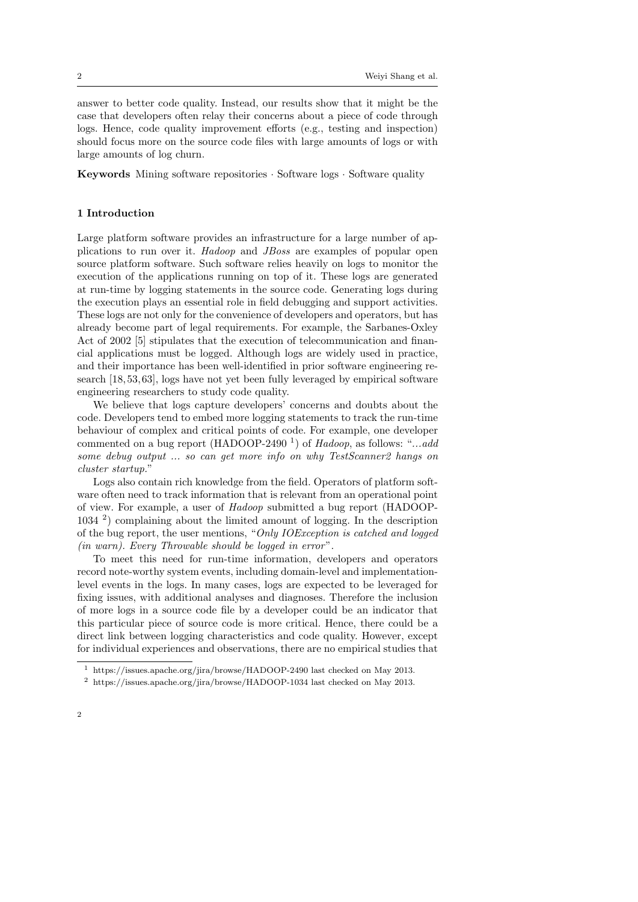answer to better code quality. Instead, our results show that it might be the case that developers often relay their concerns about a piece of code through logs. Hence, code quality improvement efforts (e.g., testing and inspection) should focus more on the source code files with large amounts of logs or with large amounts of log churn.

**Keywords** Mining software repositories · Software logs · Software quality

## 1 Introduction

Large platform software provides an infrastructure for a large number of applications to run over it. *Hadoop* and *JBoss* are examples of popular open source platform software. Such software relies heavily on logs to monitor the execution of the applications running on top of it. These logs are generated at run-time by logging statements in the source code. Generating logs during the execution plays an essential role in field debugging and support activities. These logs are not only for the convenience of developers and operators, but has already become part of legal requirements. For example, the Sarbanes-Oxley Act of 2002 [5] stipulates that the execution of telecommunication and financial applications must be logged. Although logs are widely used in practice, and their importance has been well-identified in prior software engineering research [18, 53, 63], logs have not yet been fully leveraged by empirical software engineering researchers to study code quality.

We believe that logs capture developers' concerns and doubts about the code. Developers tend to embed more logging statements to track the run-time behaviour of complex and critical points of code. For example, one developer commented on a bug report (HADOOP-2490 [1]) of *Hadoop*, as follows: "*...add some debug output ... so can get more info on why TestScanner2 hangs on cluster startup.*"

Logs also contain rich knowledge from the field. Operators of platform software often need to track information that is relevant from an operational point of view. For example, a user of *Hadoop* submitted a bug report (HADOOP-1034 [2]) complaining about the limited amount of logging. In the description of the bug report, the user mentions, "*Only IOException is catched and logged (in warn). Every Throwable should be logged in error*".

To meet this need for run-time information, developers and operators record note-worthy system events, including domain-level and implementation-level events in the logs. In many cases, logs are expected to be leveraged for fixing issues, with additional analyses and diagnoses. Therefore the inclusion of more logs in a source code file by a developer could be an indicator that this particular piece of source code is more critical. Hence, there could be a direct link between logging characteristics and code quality. However, except for individual experiences and observations, there are no empirical studies that

[1] https://issues.apache.org/jira/browse/HADOOP-2490 last checked on May 2013.

[2] https://issues.apache.org/jira/browse/HADOOP-1034 last checked on May 2013.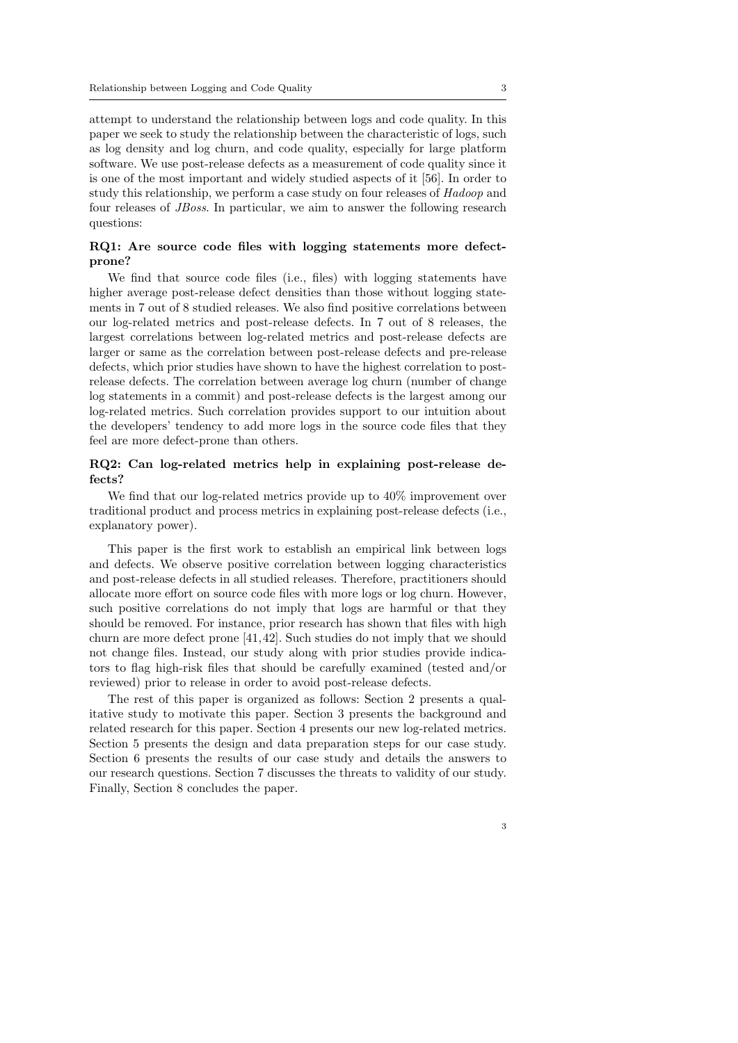attempt to understand the relationship between logs and code quality. In this paper we seek to study the relationship between the characteristic of logs, such as log density and log churn, and code quality, especially for large platform software. We use post-release defects as a measurement of code quality since it is one of the most important and widely studied aspects of it [56]. In order to study this relationship, we perform a case study on four releases of *Hadoop* and four releases of *JBoss*. In particular, we aim to answer the following research questions:

**RQ1: Are source code files with logging statements more defect-prone?**

We find that source code files (i.e., files) with logging statements have higher average post-release defect densities than those without logging statements in 7 out of 8 studied releases. We also find positive correlations between our log-related metrics and post-release defects. In 7 out of 8 releases, the largest correlations between log-related metrics and post-release defects are larger or same as the correlation between post-release defects and pre-release defects, which prior studies have shown to have the highest correlation to post-release defects. The correlation between average log churn (number of change log statements in a commit) and post-release defects is the largest among our log-related metrics. Such correlation provides support to our intuition about the developers' tendency to add more logs in the source code files that they feel are more defect-prone than others.

**RQ2: Can log-related metrics help in explaining post-release defects?**

We find that our log-related metrics provide up to 40% improvement over traditional product and process metrics in explaining post-release defects (i.e., explanatory power).

This paper is the first work to establish an empirical link between logs and defects. We observe positive correlation between logging characteristics and post-release defects in all studied releases. Therefore, practitioners should allocate more effort on source code files with more logs or log churn. However, such positive correlations do not imply that logs are harmful or that they should be removed. For instance, prior research has shown that files with high churn are more defect prone [41,42]. Such studies do not imply that we should not change files. Instead, our study along with prior studies provide indicators to flag high-risk files that should be carefully examined (tested and/or reviewed) prior to release in order to avoid post-release defects.

The rest of this paper is organized as follows: Section 2 presents a qualitative study to motivate this paper. Section 3 presents the background and related research for this paper. Section 4 presents our new log-related metrics. Section 5 presents the design and data preparation steps for our case study. Section 6 presents the results of our case study and details the answers to our research questions. Section 7 discusses the threats to validity of our study. Finally, Section 8 concludes the paper.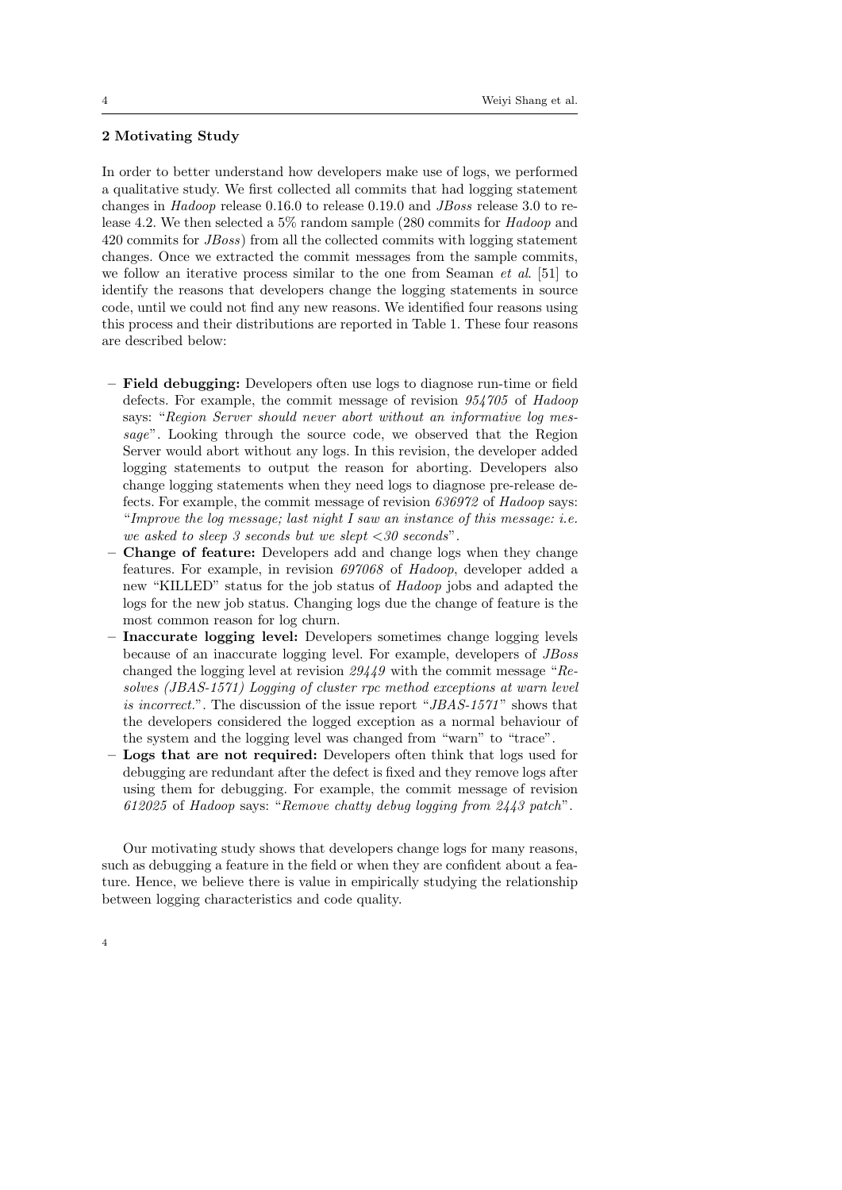## 2 Motivating Study

In order to better understand how developers make use of logs, we performed a qualitative study. We first collected all commits that had logging statement changes in *Hadoop* release 0.16.0 to release 0.19.0 and *JBoss* release 3.0 to release 4.2. We then selected a 5% random sample (280 commits for *Hadoop* and 420 commits for *JBoss*) from all the collected commits with logging statement changes. Once we extracted the commit messages from the sample commits, we follow an iterative process similar to the one from Seaman *et al.* [51] to identify the reasons that developers change the logging statements in source code, until we could not find any new reasons. We identified four reasons using this process and their distributions are reported in Table 1. These four reasons are described below:

- **Field debugging:** Developers often use logs to diagnose run-time or field defects. For example, the commit message of revision *954705* of *Hadoop* says: "*Region Server should never abort without an informative log message*". Looking through the source code, we observed that the Region Server would abort without any logs. In this revision, the developer added logging statements to output the reason for aborting. Developers also change logging statements when they need logs to diagnose pre-release defects. For example, the commit message of revision *636972* of *Hadoop* says: "*Improve the log message; last night I saw an instance of this message: i.e. we asked to sleep 3 seconds but we slept <30 seconds*".
- **Change of feature:** Developers add and change logs when they change features. For example, in revision *697068* of *Hadoop*, developer added a new "KILLED" status for the job status of *Hadoop* jobs and adapted the logs for the new job status. Changing logs due the change of feature is the most common reason for log churn.
- **Inaccurate logging level:** Developers sometimes change logging levels because of an inaccurate logging level. For example, developers of *JBoss* changed the logging level at revision *29449* with the commit message "*Resolves (JBAS-1571) Logging of cluster rpc method exceptions at warn level is incorrect.*". The discussion of the issue report "*JBAS-1571*" shows that the developers considered the logged exception as a normal behaviour of the system and the logging level was changed from "warn" to "trace".
- **Logs that are not required:** Developers often think that logs used for debugging are redundant after the defect is fixed and they remove logs after using them for debugging. For example, the commit message of revision *612025* of *Hadoop* says: "*Remove chatty debug logging from 2443 patch*".

Our motivating study shows that developers change logs for many reasons, such as debugging a feature in the field or when they are confident about a feature. Hence, we believe there is value in empirically studying the relationship between logging characteristics and code quality.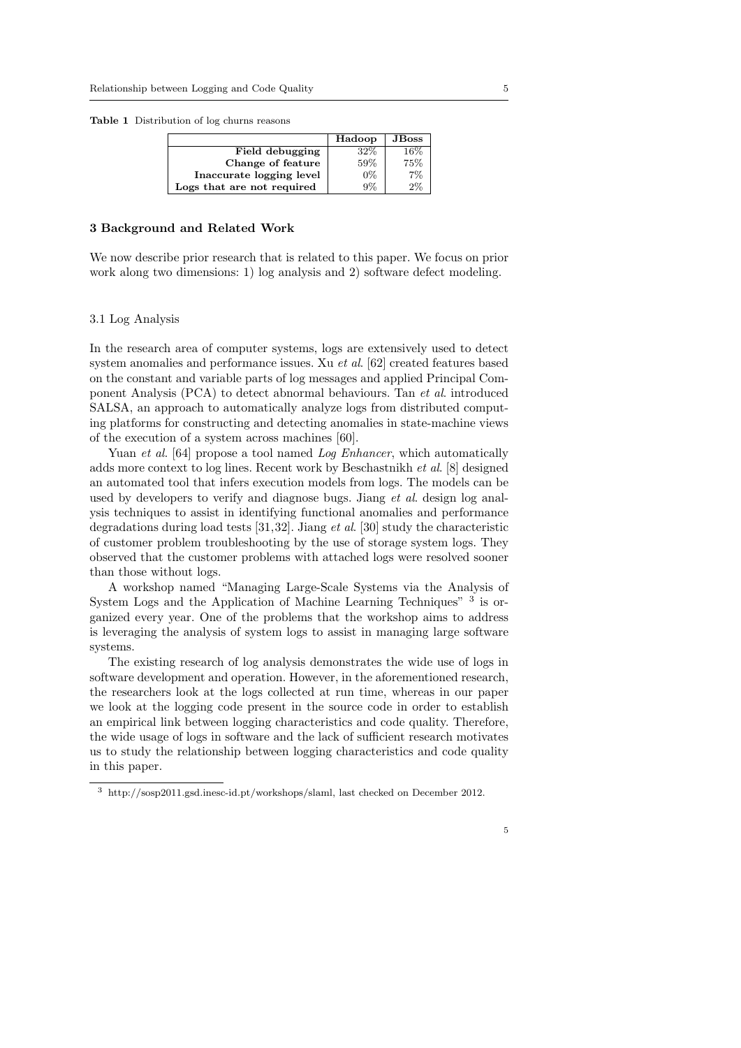**Table 1** Distribution of log churns reasons

| | **Hadoop** | **JBoss** |
|---|---|---|
| **Field debugging** | 32% | 16% |
| **Change of feature** | 59% | 75% |
| **Inaccurate logging level** | 0% | 7% |
| **Logs that are not required** | 9% | 2% |

## 3 Background and Related Work

We now describe prior research that is related to this paper. We focus on prior work along two dimensions: 1) log analysis and 2) software defect modeling.

### 3.1 Log Analysis

In the research area of computer systems, logs are extensively used to detect system anomalies and performance issues. Xu *et al*. [62] created features based on the constant and variable parts of log messages and applied Principal Component Analysis (PCA) to detect abnormal behaviours. Tan *et al*. introduced SALSA, an approach to automatically analyze logs from distributed computing platforms for constructing and detecting anomalies in state-machine views of the execution of a system across machines [60].

Yuan *et al*. [64] propose a tool named *Log Enhancer*, which automatically adds more context to log lines. Recent work by Beschastnikh *et al*. [8] designed an automated tool that infers execution models from logs. The models can be used by developers to verify and diagnose bugs. Jiang *et al*. design log analysis techniques to assist in identifying functional anomalies and performance degradations during load tests [31,32]. Jiang *et al*. [30] study the characteristic of customer problem troubleshooting by the use of storage system logs. They observed that the customer problems with attached logs were resolved sooner than those without logs.

A workshop named "Managing Large-Scale Systems via the Analysis of System Logs and the Application of Machine Learning Techniques" [3] is organized every year. One of the problems that the workshop aims to address is leveraging the analysis of system logs to assist in managing large software systems.

The existing research of log analysis demonstrates the wide use of logs in software development and operation. However, in the aforementioned research, the researchers look at the logs collected at run time, whereas in our paper we look at the logging code present in the source code in order to establish an empirical link between logging characteristics and code quality. Therefore, the wide usage of logs in software and the lack of sufficient research motivates us to study the relationship between logging characteristics and code quality in this paper.

[3] http://sosp2011.gsd.inesc-id.pt/workshops/slaml, last checked on December 2012.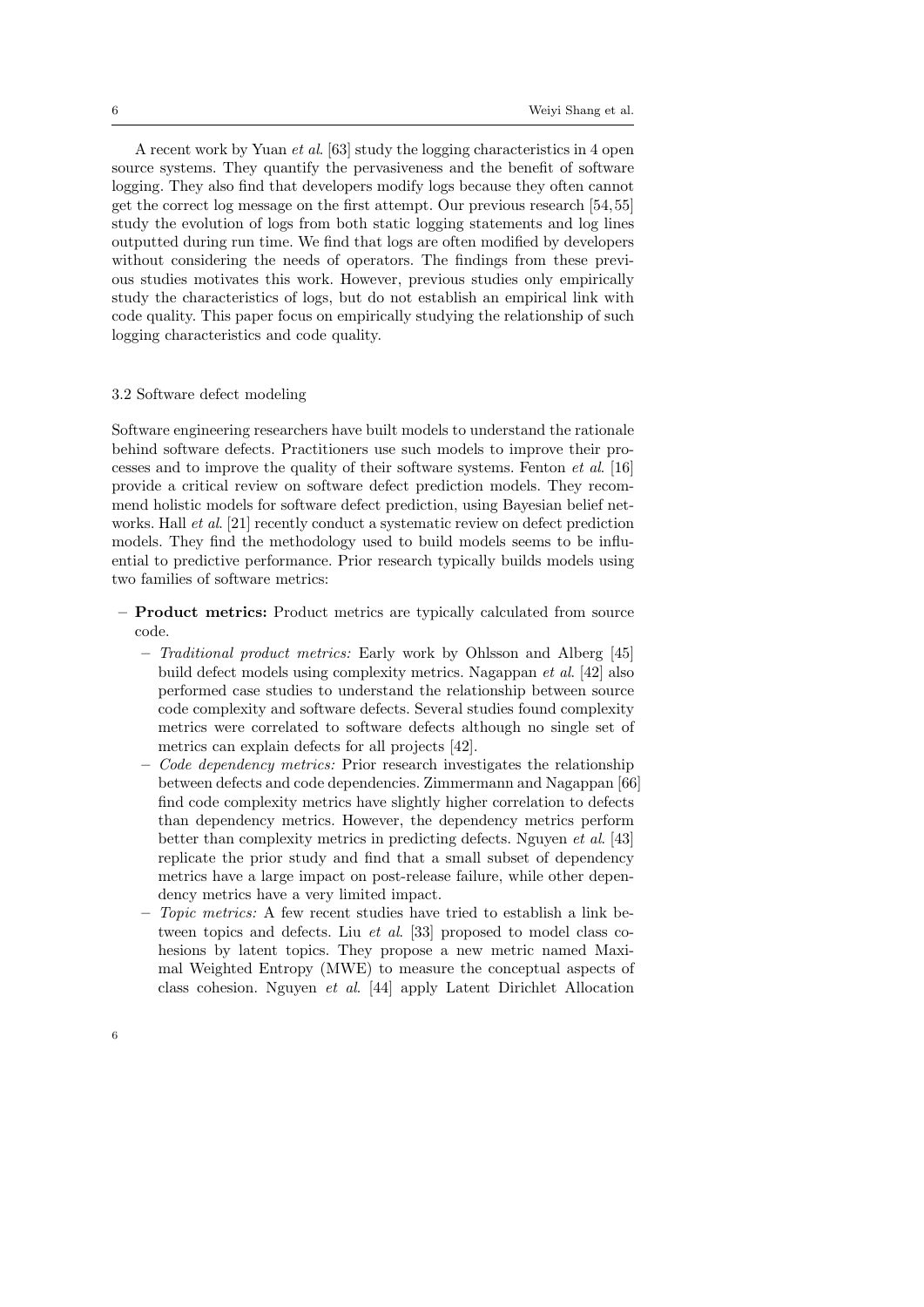A recent work by Yuan *et al*. [63] study the logging characteristics in 4 open source systems. They quantify the pervasiveness and the benefit of software logging. They also find that developers modify logs because they often cannot get the correct log message on the first attempt. Our previous research [54, 55] study the evolution of logs from both static logging statements and log lines outputted during run time. We find that logs are often modified by developers without considering the needs of operators. The findings from these previous studies motivates this work. However, previous studies only empirically study the characteristics of logs, but do not establish an empirical link with code quality. This paper focus on empirically studying the relationship of such logging characteristics and code quality.

### 3.2 Software defect modeling

Software engineering researchers have built models to understand the rationale behind software defects. Practitioners use such models to improve their processes and to improve the quality of their software systems. Fenton *et al*. [16] provide a critical review on software defect prediction models. They recommend holistic models for software defect prediction, using Bayesian belief networks. Hall *et al*. [21] recently conduct a systematic review on defect prediction models. They find the methodology used to build models seems to be influential to predictive performance. Prior research typically builds models using two families of software metrics:

- **Product metrics:** Product metrics are typically calculated from source code.
  - *Traditional product metrics:* Early work by Ohlsson and Alberg [45] build defect models using complexity metrics. Nagappan *et al*. [42] also performed case studies to understand the relationship between source code complexity and software defects. Several studies found complexity metrics were correlated to software defects although no single set of metrics can explain defects for all projects [42].
  - *Code dependency metrics:* Prior research investigates the relationship between defects and code dependencies. Zimmermann and Nagappan [66] find code complexity metrics have slightly higher correlation to defects than dependency metrics. However, the dependency metrics perform better than complexity metrics in predicting defects. Nguyen *et al*. [43] replicate the prior study and find that a small subset of dependency metrics have a large impact on post-release failure, while other dependency metrics have a very limited impact.
  - *Topic metrics:* A few recent studies have tried to establish a link between topics and defects. Liu *et al*. [33] proposed to model class cohesions by latent topics. They propose a new metric named Maximal Weighted Entropy (MWE) to measure the conceptual aspects of class cohesion. Nguyen *et al*. [44] apply Latent Dirichlet Allocation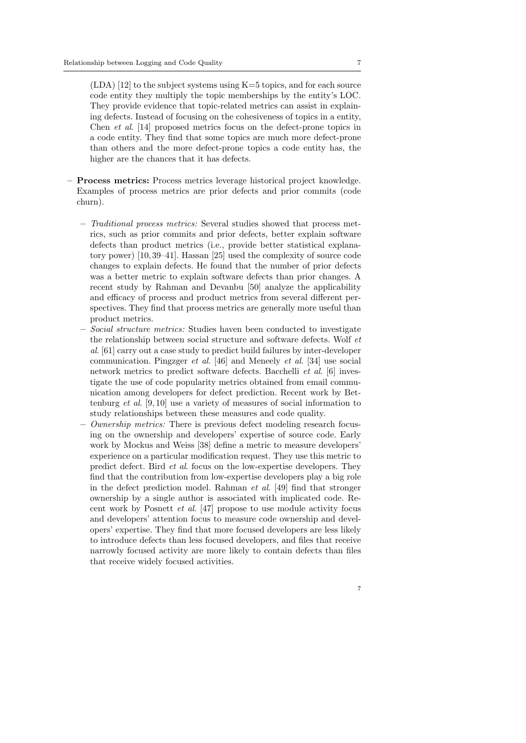(LDA) [12] to the subject systems using K=5 topics, and for each source code entity they multiply the topic memberships by the entity's LOC. They provide evidence that topic-related metrics can assist in explaining defects. Instead of focusing on the cohesiveness of topics in a entity, Chen *et al*. [14] proposed metrics focus on the defect-prone topics in a code entity. They find that some topics are much more defect-prone than others and the more defect-prone topics a code entity has, the higher are the chances that it has defects.

- **Process metrics:** Process metrics leverage historical project knowledge. Examples of process metrics are prior defects and prior commits (code churn).
  - *Traditional process metrics:* Several studies showed that process metrics, such as prior commits and prior defects, better explain software defects than product metrics (i.e., provide better statistical explanatory power) [10, 39–41]. Hassan [25] used the complexity of source code changes to explain defects. He found that the number of prior defects was a better metric to explain software defects than prior changes. A recent study by Rahman and Devanbu [50] analyze the applicability and efficacy of process and product metrics from several different perspectives. They find that process metrics are generally more useful than product metrics.
  - *Social structure metrics:* Studies haven been conducted to investigate the relationship between social structure and software defects. Wolf *et al*. [61] carry out a case study to predict build failures by inter-developer communication. Pingzger *et al*. [46] and Meneely *et al*. [34] use social network metrics to predict software defects. Bacchelli *et al*. [6] investigate the use of code popularity metrics obtained from email communication among developers for defect prediction. Recent work by Bettenburg *et al*. [9, 10] use a variety of measures of social information to study relationships between these measures and code quality.
  - *Ownership metrics:* There is previous defect modeling research focusing on the ownership and developers' expertise of source code. Early work by Mockus and Weiss [38] define a metric to measure developers' experience on a particular modification request. They use this metric to predict defect. Bird *et al*. focus on the low-expertise developers. They find that the contribution from low-expertise developers play a big role in the defect prediction model. Rahman *et al*. [49] find that stronger ownership by a single author is associated with implicated code. Recent work by Posnett *et al*. [47] propose to use module activity focus and developers' attention focus to measure code ownership and developers' expertise. They find that more focused developers are less likely to introduce defects than less focused developers, and files that receive narrowly focused activity are more likely to contain defects than files that receive widely focused activities.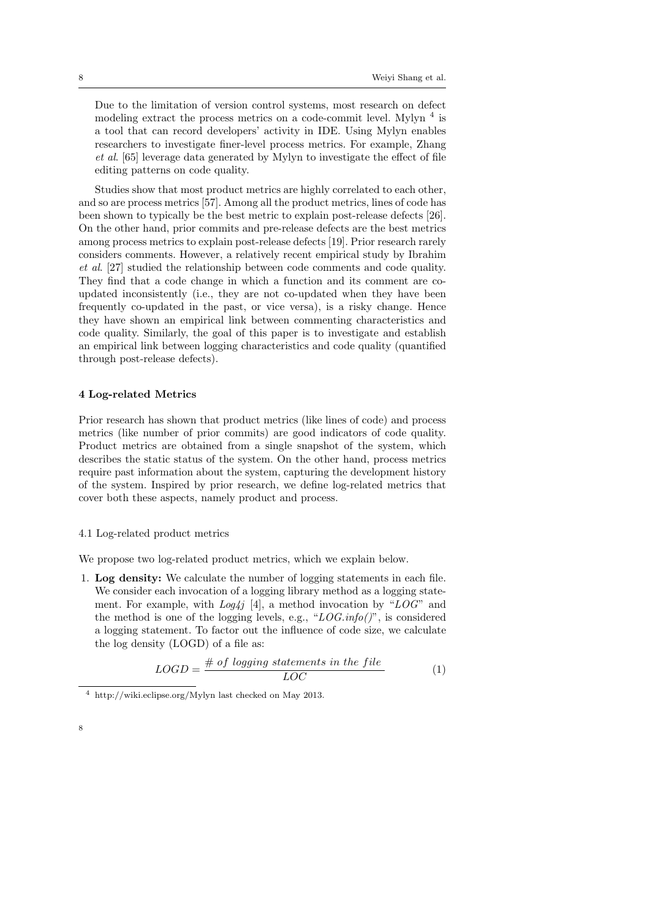Due to the limitation of version control systems, most research on defect modeling extract the process metrics on a code-commit level. Mylyn [4] is a tool that can record developers' activity in IDE. Using Mylyn enables researchers to investigate finer-level process metrics. For example, Zhang *et al.* [65] leverage data generated by Mylyn to investigate the effect of file editing patterns on code quality.

Studies show that most product metrics are highly correlated to each other, and so are process metrics [57]. Among all the product metrics, lines of code has been shown to typically be the best metric to explain post-release defects [26]. On the other hand, prior commits and pre-release defects are the best metrics among process metrics to explain post-release defects [19]. Prior research rarely considers comments. However, a relatively recent empirical study by Ibrahim *et al.* [27] studied the relationship between code comments and code quality. They find that a code change in which a function and its comment are co-updated inconsistently (i.e., they are not co-updated when they have been frequently co-updated in the past, or vice versa), is a risky change. Hence they have shown an empirical link between commenting characteristics and code quality. Similarly, the goal of this paper is to investigate and establish an empirical link between logging characteristics and code quality (quantified through post-release defects).

## 4 Log-related Metrics

Prior research has shown that product metrics (like lines of code) and process metrics (like number of prior commits) are good indicators of code quality. Product metrics are obtained from a single snapshot of the system, which describes the static status of the system. On the other hand, process metrics require past information about the system, capturing the development history of the system. Inspired by prior research, we define log-related metrics that cover both these aspects, namely product and process.

### 4.1 Log-related product metrics

We propose two log-related product metrics, which we explain below.

1. **Log density:** We calculate the number of logging statements in each file. We consider each invocation of a logging library method as a logging statement. For example, with *Log4j* [4], a method invocation by "*LOG*" and the method is one of the logging levels, e.g., "*LOG.info()*", is considered a logging statement. To factor out the influence of code size, we calculate the log density (LOGD) of a file as:

$$LOGD = \frac{\#\ of\ logging\ statements\ in\ the\ file}{LOC} \tag{1}$$

[4] http://wiki.eclipse.org/Mylyn last checked on May 2013.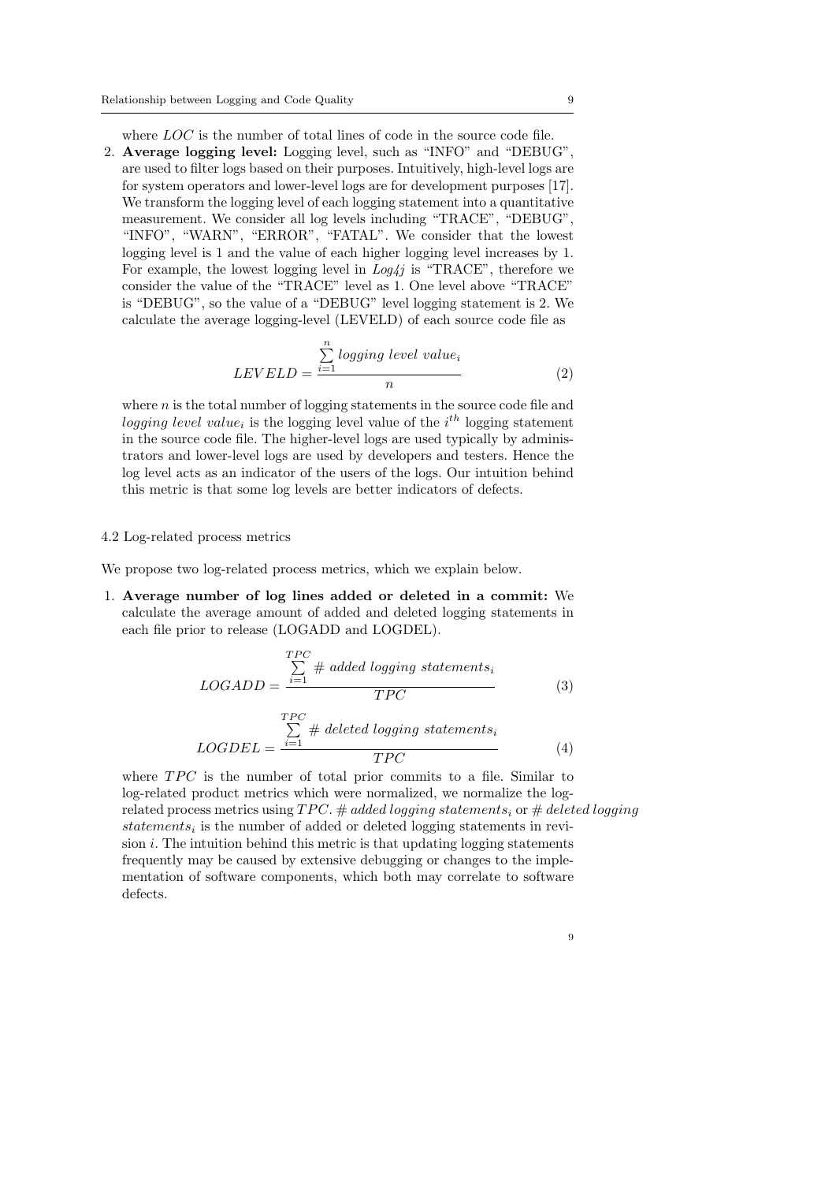where $LOC$ is the number of total lines of code in the source code file.

2. **Average logging level:** Logging level, such as "INFO" and "DEBUG", are used to filter logs based on their purposes. Intuitively, high-level logs are for system operators and lower-level logs are for development purposes [17]. We transform the logging level of each logging statement into a quantitative measurement. We consider all log levels including "TRACE", "DEBUG", "INFO", "WARN", "ERROR", "FATAL". We consider that the lowest logging level is 1 and the value of each higher logging level increases by 1. For example, the lowest logging level in *Log4j* is "TRACE", therefore we consider the value of the "TRACE" level as 1. One level above "TRACE" is "DEBUG", so the value of a "DEBUG" level logging statement is 2. We calculate the average logging-level (LEVELD) of each source code file as

$$LEVELD = \frac{\sum_{i=1}^{n} logging\ level\ value_i}{n} \tag{2}$$

where $n$ is the total number of logging statements in the source code file and $logging\ level\ value_i$ is the logging level value of the $i^{th}$ logging statement in the source code file. The higher-level logs are used typically by administrators and lower-level logs are used by developers and testers. Hence the log level acts as an indicator of the users of the logs. Our intuition behind this metric is that some log levels are better indicators of defects.

### 4.2 Log-related process metrics

We propose two log-related process metrics, which we explain below.

1. **Average number of log lines added or deleted in a commit:** We calculate the average amount of added and deleted logging statements in each file prior to release (LOGADD and LOGDEL).

$$LOGADD = \frac{\sum_{i=1}^{TPC} \#\ added\ logging\ statements_i}{TPC} \tag{3}$$

$$LOGDEL = \frac{\sum_{i=1}^{TPC} \#\ deleted\ logging\ statements_i}{TPC} \tag{4}$$

where $TPC$ is the number of total prior commits to a file. Similar to log-related product metrics which were normalized, we normalize the log-related process metrics using $TPC$. $\#\ added\ logging\ statements_i$ or $\#\ deleted\ logging\ statements_i$ is the number of added or deleted logging statements in revision $i$. The intuition behind this metric is that updating logging statements frequently may be caused by extensive debugging or changes to the implementation of software components, which both may correlate to software defects.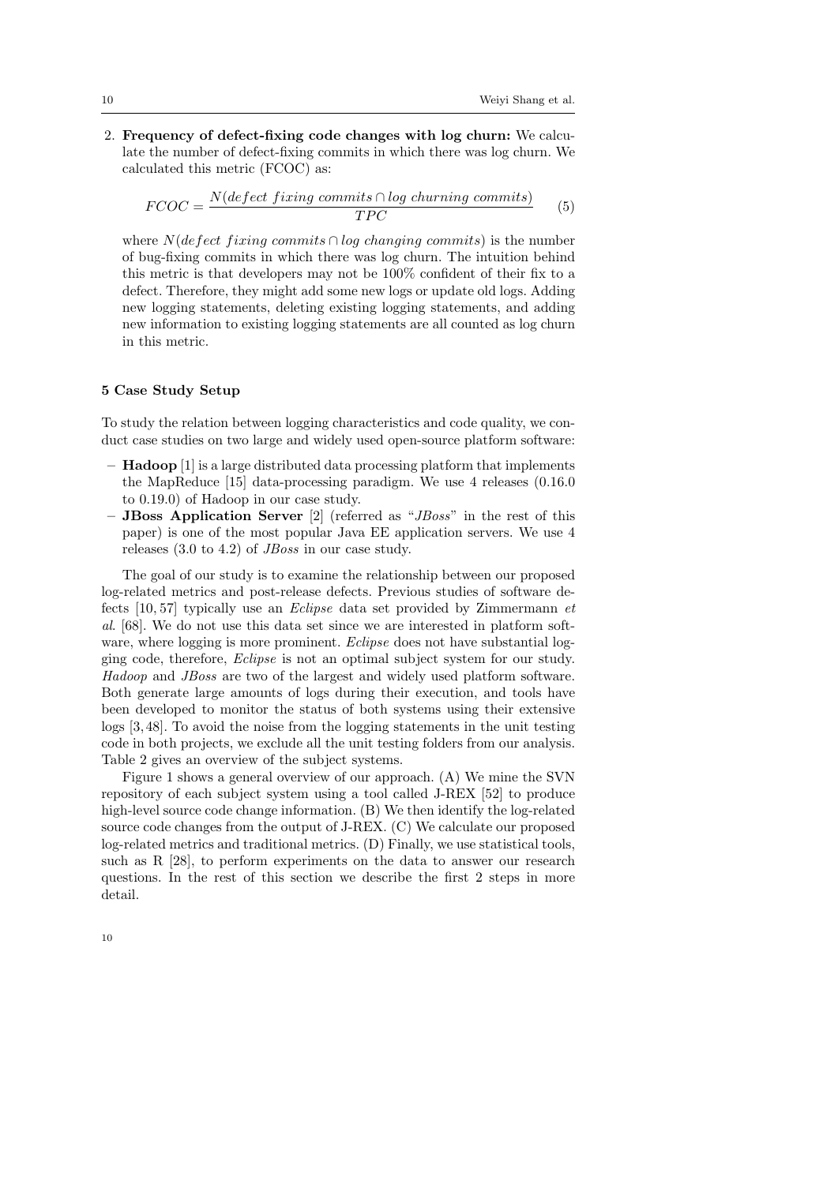2. **Frequency of defect-fixing code changes with log churn:** We calculate the number of defect-fixing commits in which there was log churn. We calculated this metric (FCOC) as:

$$FCOC = \frac{N(defect\ fixing\ commits \cap log\ churning\ commits)}{TPC} \quad (5)$$

where $N(defect\ fixing\ commits \cap log\ changing\ commits)$ is the number of bug-fixing commits in which there was log churn. The intuition behind this metric is that developers may not be 100% confident of their fix to a defect. Therefore, they might add some new logs or update old logs. Adding new logging statements, deleting existing logging statements, and adding new information to existing logging statements are all counted as log churn in this metric.

## 5 Case Study Setup

To study the relation between logging characteristics and code quality, we conduct case studies on two large and widely used open-source platform software:

- **Hadoop** [1] is a large distributed data processing platform that implements the MapReduce [15] data-processing paradigm. We use 4 releases (0.16.0 to 0.19.0) of Hadoop in our case study.
- **JBoss Application Server** [2] (referred as "*JBoss*" in the rest of this paper) is one of the most popular Java EE application servers. We use 4 releases (3.0 to 4.2) of *JBoss* in our case study.

The goal of our study is to examine the relationship between our proposed log-related metrics and post-release defects. Previous studies of software defects [10, 57] typically use an *Eclipse* data set provided by Zimmermann *et al*. [68]. We do not use this data set since we are interested in platform software, where logging is more prominent. *Eclipse* does not have substantial logging code, therefore, *Eclipse* is not an optimal subject system for our study. *Hadoop* and *JBoss* are two of the largest and widely used platform software. Both generate large amounts of logs during their execution, and tools have been developed to monitor the status of both systems using their extensive logs [3, 48]. To avoid the noise from the logging statements in the unit testing code in both projects, we exclude all the unit testing folders from our analysis. Table 2 gives an overview of the subject systems.

Figure 1 shows a general overview of our approach. (A) We mine the SVN repository of each subject system using a tool called J-REX [52] to produce high-level source code change information. (B) We then identify the log-related source code changes from the output of J-REX. (C) We calculate our proposed log-related metrics and traditional metrics. (D) Finally, we use statistical tools, such as R [28], to perform experiments on the data to answer our research questions. In the rest of this section we describe the first 2 steps in more detail.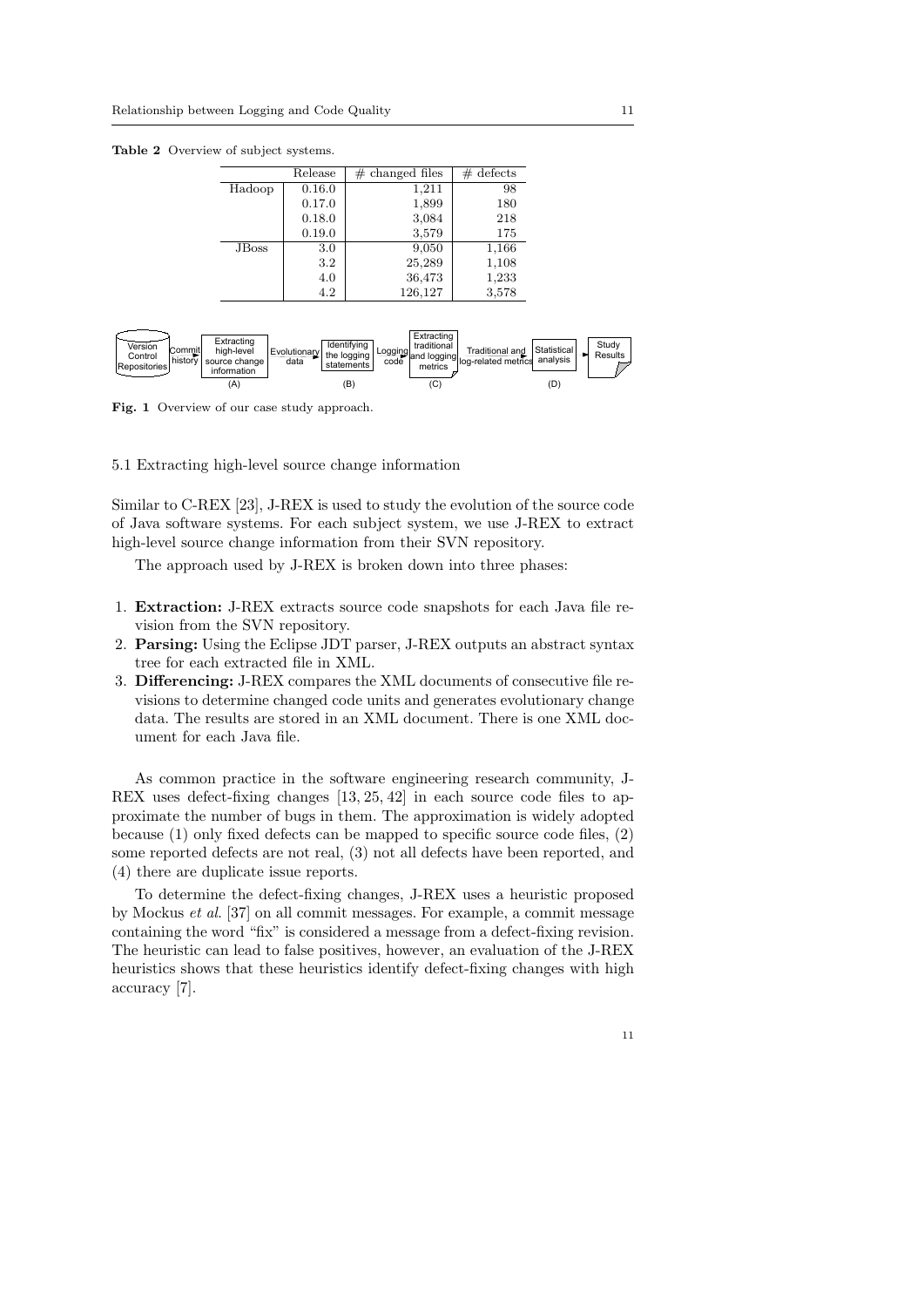**Table 2** Overview of subject systems.

| | Release | # changed files | # defects |
|---|---|---|---|
| Hadoop | 0.16.0 | 1,211 | 98 |
| | 0.17.0 | 1,899 | 180 |
| | 0.18.0 | 3,084 | 218 |
| | 0.19.0 | 3,579 | 175 |
| JBoss | 3.0 | 9,050 | 1,166 |
| | 3.2 | 25,289 | 1,108 |
| | 4.0 | 36,473 | 1,233 |
| | 4.2 | 126,127 | 3,578 |

Version Control Repositories → Commit history → Extracting high-level source change information (A) → Evolutionary data → Identifying the logging statements (B) → Logging code → Extracting traditional and logging metrics (C) → Traditional and log-related metrics → Statistical analysis (D) → Study Results

**Fig. 1** Overview of our case study approach.

### 5.1 Extracting high-level source change information

Similar to C-REX [23], J-REX is used to study the evolution of the source code of Java software systems. For each subject system, we use J-REX to extract high-level source change information from their SVN repository.

The approach used by J-REX is broken down into three phases:

1. **Extraction:** J-REX extracts source code snapshots for each Java file revision from the SVN repository.
2. **Parsing:** Using the Eclipse JDT parser, J-REX outputs an abstract syntax tree for each extracted file in XML.
3. **Differencing:** J-REX compares the XML documents of consecutive file revisions to determine changed code units and generates evolutionary change data. The results are stored in an XML document. There is one XML document for each Java file.

As common practice in the software engineering research community, J-REX uses defect-fixing changes [13, 25, 42] in each source code files to approximate the number of bugs in them. The approximation is widely adopted because (1) only fixed defects can be mapped to specific source code files, (2) some reported defects are not real, (3) not all defects have been reported, and (4) there are duplicate issue reports.

To determine the defect-fixing changes, J-REX uses a heuristic proposed by Mockus *et al.* [37] on all commit messages. For example, a commit message containing the word "fix" is considered a message from a defect-fixing revision. The heuristic can lead to false positives, however, an evaluation of the J-REX heuristics shows that these heuristics identify defect-fixing changes with high accuracy [7].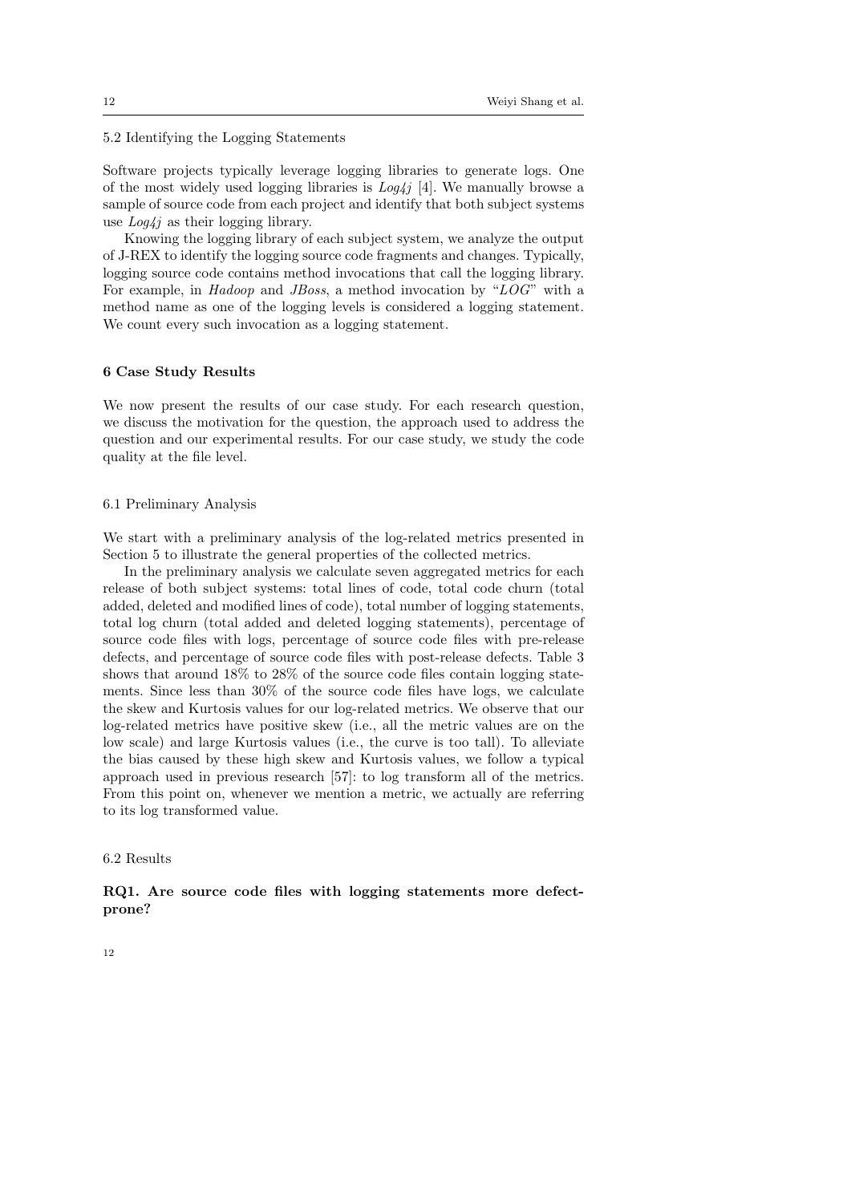### 5.2 Identifying the Logging Statements

Software projects typically leverage logging libraries to generate logs. One of the most widely used logging libraries is *Log4j* [4]. We manually browse a sample of source code from each project and identify that both subject systems use *Log4j* as their logging library.

Knowing the logging library of each subject system, we analyze the output of J-REX to identify the logging source code fragments and changes. Typically, logging source code contains method invocations that call the logging library. For example, in *Hadoop* and *JBoss*, a method invocation by "*LOG*" with a method name as one of the logging levels is considered a logging statement. We count every such invocation as a logging statement.

## 6 Case Study Results

We now present the results of our case study. For each research question, we discuss the motivation for the question, the approach used to address the question and our experimental results. For our case study, we study the code quality at the file level.

### 6.1 Preliminary Analysis

We start with a preliminary analysis of the log-related metrics presented in Section 5 to illustrate the general properties of the collected metrics.

In the preliminary analysis we calculate seven aggregated metrics for each release of both subject systems: total lines of code, total code churn (total added, deleted and modified lines of code), total number of logging statements, total log churn (total added and deleted logging statements), percentage of source code files with logs, percentage of source code files with pre-release defects, and percentage of source code files with post-release defects. Table 3 shows that around 18% to 28% of the source code files contain logging statements. Since less than 30% of the source code files have logs, we calculate the skew and Kurtosis values for our log-related metrics. We observe that our log-related metrics have positive skew (i.e., all the metric values are on the low scale) and large Kurtosis values (i.e., the curve is too tall). To alleviate the bias caused by these high skew and Kurtosis values, we follow a typical approach used in previous research [57]: to log transform all of the metrics. From this point on, whenever we mention a metric, we actually are referring to its log transformed value.

### 6.2 Results

**RQ1. Are source code files with logging statements more defect-prone?**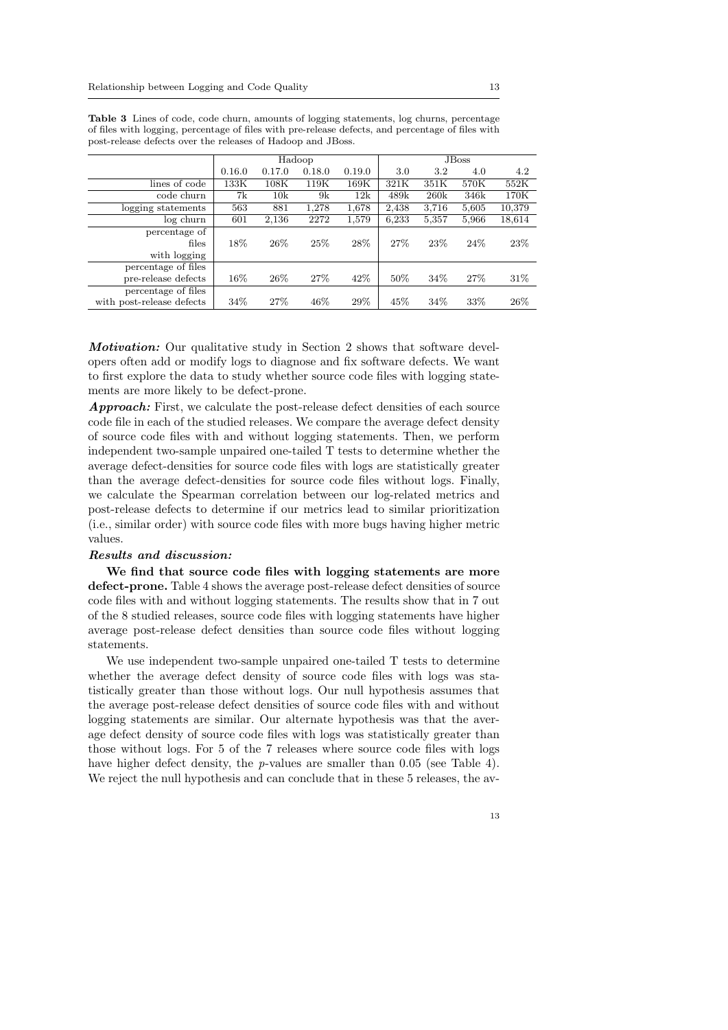**Table 3** Lines of code, code churn, amounts of logging statements, log churns, percentage of files with logging, percentage of files with pre-release defects, and percentage of files with post-release defects over the releases of Hadoop and JBoss.

| | Hadoop | | | | JBoss | | | |
|---|---|---|---|---|---|---|---|---|
| | 0.16.0 | 0.17.0 | 0.18.0 | 0.19.0 | 3.0 | 3.2 | 4.0 | 4.2 |
| lines of code | 133K | 108K | 119K | 169K | 321K | 351K | 570K | 552K |
| code churn | 7k | 10k | 9k | 12k | 489k | 260k | 346k | 170K |
| logging statements | 563 | 881 | 1,278 | 1,678 | 2,438 | 3,716 | 5,605 | 10,379 |
| log churn | 601 | 2,136 | 2272 | 1,579 | 6,233 | 5,357 | 5,966 | 18,614 |
| percentage of files with logging | 18% | 26% | 25% | 28% | 27% | 23% | 24% | 23% |
| percentage of files pre-release defects | 16% | 26% | 27% | 42% | 50% | 34% | 27% | 31% |
| percentage of files with post-release defects | 34% | 27% | 46% | 29% | 45% | 34% | 33% | 26% |

***Motivation:*** Our qualitative study in Section 2 shows that software developers often add or modify logs to diagnose and fix software defects. We want to first explore the data to study whether source code files with logging statements are more likely to be defect-prone.

***Approach:*** First, we calculate the post-release defect densities of each source code file in each of the studied releases. We compare the average defect density of source code files with and without logging statements. Then, we perform independent two-sample unpaired one-tailed T tests to determine whether the average defect-densities for source code files with logs are statistically greater than the average defect-densities for source code files without logs. Finally, we calculate the Spearman correlation between our log-related metrics and post-release defects to determine if our metrics lead to similar prioritization (i.e., similar order) with source code files with more bugs having higher metric values.

***Results and discussion:***

**We find that source code files with logging statements are more defect-prone.** Table 4 shows the average post-release defect densities of source code files with and without logging statements. The results show that in 7 out of the 8 studied releases, source code files with logging statements have higher average post-release defect densities than source code files without logging statements.

We use independent two-sample unpaired one-tailed T tests to determine whether the average defect density of source code files with logs was statistically greater than those without logs. Our null hypothesis assumes that the average post-release defect densities of source code files with and without logging statements are similar. Our alternate hypothesis was that the average defect density of source code files with logs was statistically greater than those without logs. For 5 of the 7 releases where source code files with logs have higher defect density, the $p$-values are smaller than 0.05 (see Table 4). We reject the null hypothesis and can conclude that in these 5 releases, the av-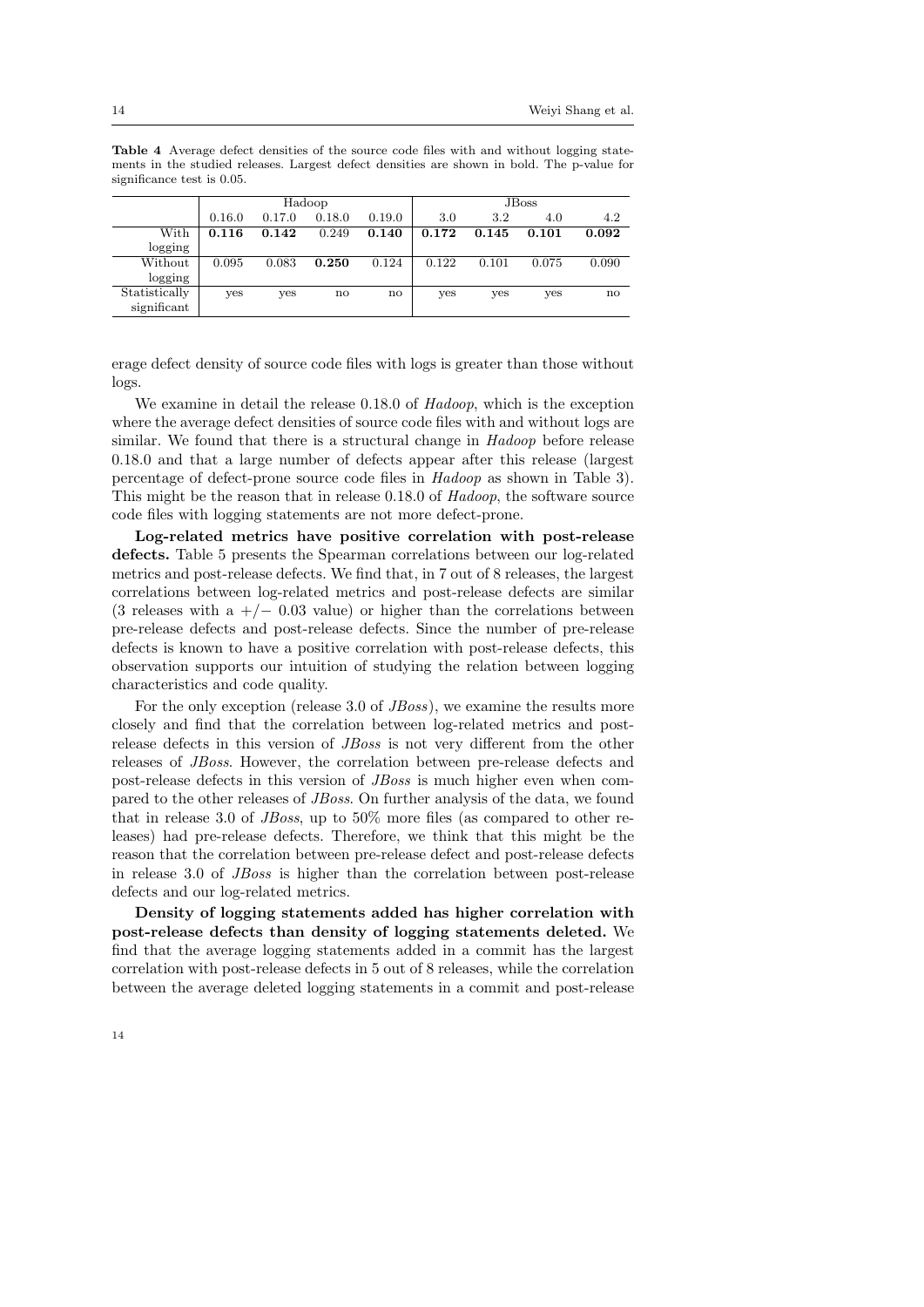**Table 4** Average defect densities of the source code files with and without logging statements in the studied releases. Largest defect densities are shown in bold. The p-value for significance test is 0.05.

| | Hadoop | | | | JBoss | | | |
|---|---|---|---|---|---|---|---|---|
| | 0.16.0 | 0.17.0 | 0.18.0 | 0.19.0 | 3.0 | 3.2 | 4.0 | 4.2 |
| With logging | **0.116** | **0.142** | 0.249 | **0.140** | **0.172** | **0.145** | **0.101** | **0.092** |
| Without logging | 0.095 | 0.083 | **0.250** | 0.124 | 0.122 | 0.101 | 0.075 | 0.090 |
| Statistically significant | yes | yes | no | no | yes | yes | yes | no |

erage defect density of source code files with logs is greater than those without logs.

We examine in detail the release 0.18.0 of *Hadoop*, which is the exception where the average defect densities of source code files with and without logs are similar. We found that there is a structural change in *Hadoop* before release 0.18.0 and that a large number of defects appear after this release (largest percentage of defect-prone source code files in *Hadoop* as shown in Table 3). This might be the reason that in release 0.18.0 of *Hadoop*, the software source code files with logging statements are not more defect-prone.

**Log-related metrics have positive correlation with post-release defects.** Table 5 presents the Spearman correlations between our log-related metrics and post-release defects. We find that, in 7 out of 8 releases, the largest correlations between log-related metrics and post-release defects are similar (3 releases with a $+/-$ 0.03 value) or higher than the correlations between pre-release defects and post-release defects. Since the number of pre-release defects is known to have a positive correlation with post-release defects, this observation supports our intuition of studying the relation between logging characteristics and code quality.

For the only exception (release 3.0 of *JBoss*), we examine the results more closely and find that the correlation between log-related metrics and post-release defects in this version of *JBoss* is not very different from the other releases of *JBoss*. However, the correlation between pre-release defects and post-release defects in this version of *JBoss* is much higher even when compared to the other releases of *JBoss*. On further analysis of the data, we found that in release 3.0 of *JBoss*, up to 50% more files (as compared to other releases) had pre-release defects. Therefore, we think that this might be the reason that the correlation between pre-release defect and post-release defects in release 3.0 of *JBoss* is higher than the correlation between post-release defects and our log-related metrics.

**Density of logging statements added has higher correlation with post-release defects than density of logging statements deleted.** We find that the average logging statements added in a commit has the largest correlation with post-release defects in 5 out of 8 releases, while the correlation between the average deleted logging statements in a commit and post-release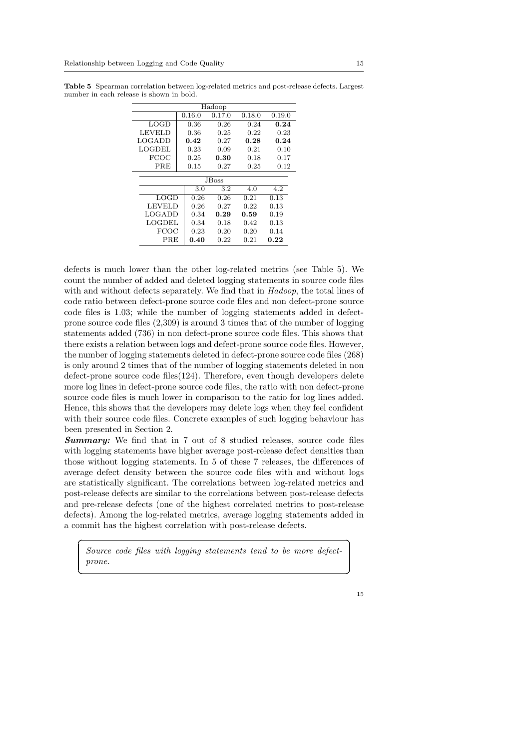**Table 5** Spearman correlation between log-related metrics and post-release defects. Largest number in each release is shown in bold.

| Hadoop | 0.16.0 | 0.17.0 | 0.18.0 | 0.19.0 |
|---|---|---|---|---|
| LOGD | 0.36 | 0.26 | 0.24 | **0.24** |
| LEVELD | 0.36 | 0.25 | 0.22 | 0.23 |
| LOGADD | **0.42** | 0.27 | **0.28** | **0.24** |
| LOGDEL | 0.23 | 0.09 | 0.21 | 0.10 |
| FCOC | 0.25 | **0.30** | 0.18 | 0.17 |
| PRE | 0.15 | 0.27 | 0.25 | 0.12 |

| JBoss | 3.0 | 3.2 | 4.0 | 4.2 |
|---|---|---|---|---|
| LOGD | 0.26 | 0.26 | 0.21 | 0.13 |
| LEVELD | 0.26 | 0.27 | 0.22 | 0.13 |
| LOGADD | 0.34 | **0.29** | **0.59** | 0.19 |
| LOGDEL | 0.34 | 0.18 | 0.42 | 0.13 |
| FCOC | 0.23 | 0.20 | 0.20 | 0.14 |
| PRE | **0.40** | 0.22 | 0.21 | **0.22** |

defects is much lower than the other log-related metrics (see Table 5). We count the number of added and deleted logging statements in source code files with and without defects separately. We find that in *Hadoop*, the total lines of code ratio between defect-prone source code files and non defect-prone source code files is 1.03; while the number of logging statements added in defect-prone source code files (2,309) is around 3 times that of the number of logging statements added (736) in non defect-prone source code files. This shows that there exists a relation between logs and defect-prone source code files. However, the number of logging statements deleted in defect-prone source code files (268) is only around 2 times that of the number of logging statements deleted in non defect-prone source code files(124). Therefore, even though developers delete more log lines in defect-prone source code files, the ratio with non defect-prone source code files is much lower in comparison to the ratio for log lines added. Hence, this shows that the developers may delete logs when they feel confident with their source code files. Concrete examples of such logging behaviour has been presented in Section 2.

***Summary:*** We find that in 7 out of 8 studied releases, source code files with logging statements have higher average post-release defect densities than those without logging statements. In 5 of these 7 releases, the differences of average defect density between the source code files with and without logs are statistically significant. The correlations between log-related metrics and post-release defects are similar to the correlations between post-release defects and pre-release defects (one of the highest correlated metrics to post-release defects). Among the log-related metrics, average logging statements added in a commit has the highest correlation with post-release defects.

> *Source code files with logging statements tend to be more defect-prone.*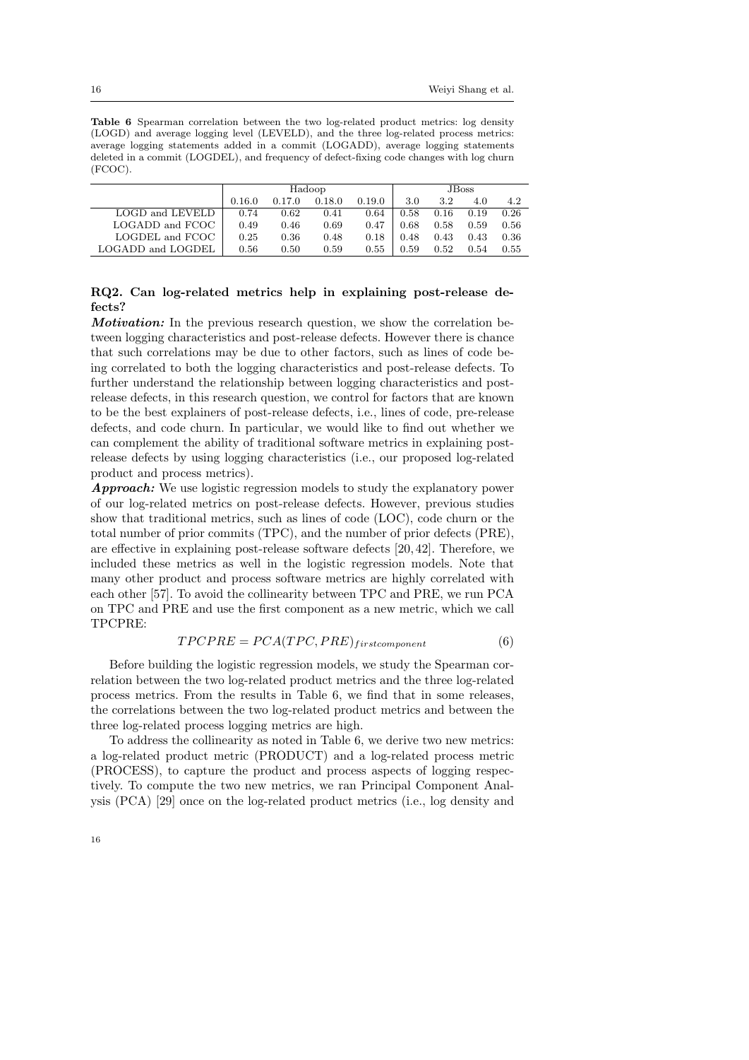**Table 6** Spearman correlation between the two log-related product metrics: log density (LOGD) and average logging level (LEVELD), and the three log-related process metrics: average logging statements added in a commit (LOGADD), average logging statements deleted in a commit (LOGDEL), and frequency of defect-fixing code changes with log churn (FCOC).

| | Hadoop | | | | JBoss | | | |
|---|---|---|---|---|---|---|---|---|
| | 0.16.0 | 0.17.0 | 0.18.0 | 0.19.0 | 3.0 | 3.2 | 4.0 | 4.2 |
| LOGD and LEVELD | 0.74 | 0.62 | 0.41 | 0.64 | 0.58 | 0.16 | 0.19 | 0.26 |
| LOGADD and FCOC | 0.49 | 0.46 | 0.69 | 0.47 | 0.68 | 0.58 | 0.59 | 0.56 |
| LOGDEL and FCOC | 0.25 | 0.36 | 0.48 | 0.18 | 0.48 | 0.43 | 0.43 | 0.36 |
| LOGADD and LOGDEL | 0.56 | 0.50 | 0.59 | 0.55 | 0.59 | 0.52 | 0.54 | 0.55 |

**RQ2. Can log-related metrics help in explaining post-release defects?**

***Motivation:*** In the previous research question, we show the correlation between logging characteristics and post-release defects. However there is chance that such correlations may be due to other factors, such as lines of code being correlated to both the logging characteristics and post-release defects. To further understand the relationship between logging characteristics and post-release defects, in this research question, we control for factors that are known to be the best explainers of post-release defects, i.e., lines of code, pre-release defects, and code churn. In particular, we would like to find out whether we can complement the ability of traditional software metrics in explaining post-release defects by using logging characteristics (i.e., our proposed log-related product and process metrics).

***Approach:*** We use logistic regression models to study the explanatory power of our log-related metrics on post-release defects. However, previous studies show that traditional metrics, such as lines of code (LOC), code churn or the total number of prior commits (TPC), and the number of prior defects (PRE), are effective in explaining post-release software defects [20, 42]. Therefore, we included these metrics as well in the logistic regression models. Note that many other product and process software metrics are highly correlated with each other [57]. To avoid the collinearity between TPC and PRE, we run PCA on TPC and PRE and use the first component as a new metric, which we call TPCPRE:

$$TPCPRE = PCA(TPC, PRE)_{firstcomponent} \tag{6}$$

Before building the logistic regression models, we study the Spearman correlation between the two log-related product metrics and the three log-related process metrics. From the results in Table 6, we find that in some releases, the correlations between the two log-related product metrics and between the three log-related process logging metrics are high.

To address the collinearity as noted in Table 6, we derive two new metrics: a log-related product metric (PRODUCT) and a log-related process metric (PROCESS), to capture the product and process aspects of logging respectively. To compute the two new metrics, we ran Principal Component Analysis (PCA) [29] once on the log-related product metrics (i.e., log density and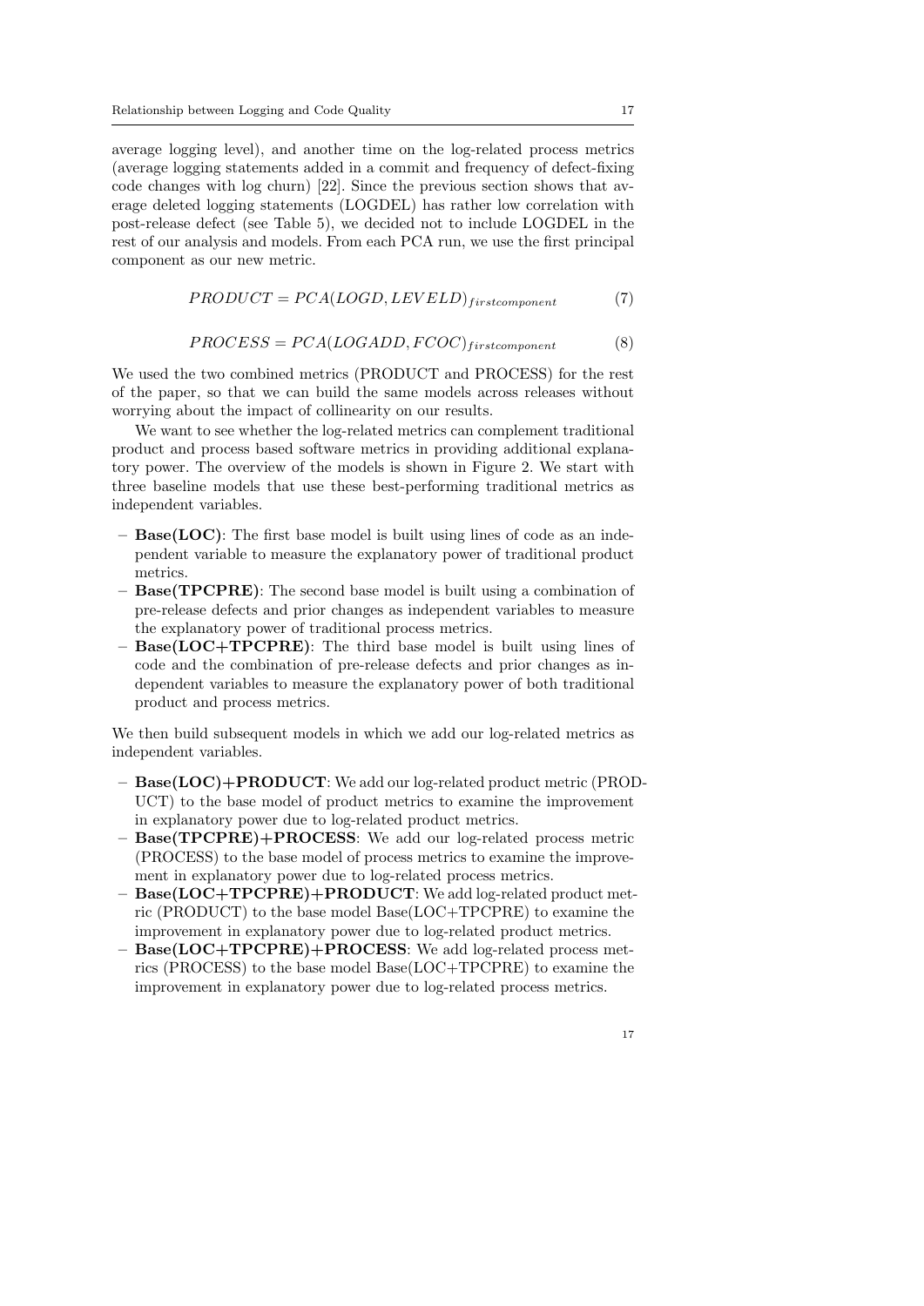average logging level), and another time on the log-related process metrics (average logging statements added in a commit and frequency of defect-fixing code changes with log churn) [22]. Since the previous section shows that average deleted logging statements (LOGDEL) has rather low correlation with post-release defect (see Table 5), we decided not to include LOGDEL in the rest of our analysis and models. From each PCA run, we use the first principal component as our new metric.

$$PRODUCT = PCA(LOGD, LEVELD)_{firstcomponent} \tag{7}$$

$$PROCESS = PCA(LOGADD, FCOC)_{firstcomponent} \tag{8}$$

We used the two combined metrics (PRODUCT and PROCESS) for the rest of the paper, so that we can build the same models across releases without worrying about the impact of collinearity on our results.

We want to see whether the log-related metrics can complement traditional product and process based software metrics in providing additional explanatory power. The overview of the models is shown in Figure 2. We start with three baseline models that use these best-performing traditional metrics as independent variables.

- **Base(LOC)**: The first base model is built using lines of code as an independent variable to measure the explanatory power of traditional product metrics.
- **Base(TPCPRE)**: The second base model is built using a combination of pre-release defects and prior changes as independent variables to measure the explanatory power of traditional process metrics.
- **Base(LOC+TPCPRE)**: The third base model is built using lines of code and the combination of pre-release defects and prior changes as independent variables to measure the explanatory power of both traditional product and process metrics.

We then build subsequent models in which we add our log-related metrics as independent variables.

- **Base(LOC)+PRODUCT**: We add our log-related product metric (PRODUCT) to the base model of product metrics to examine the improvement in explanatory power due to log-related product metrics.
- **Base(TPCPRE)+PROCESS**: We add our log-related process metric (PROCESS) to the base model of process metrics to examine the improvement in explanatory power due to log-related process metrics.
- **Base(LOC+TPCPRE)+PRODUCT**: We add log-related product metric (PRODUCT) to the base model Base(LOC+TPCPRE) to examine the improvement in explanatory power due to log-related product metrics.
- **Base(LOC+TPCPRE)+PROCESS**: We add log-related process metrics (PROCESS) to the base model Base(LOC+TPCPRE) to examine the improvement in explanatory power due to log-related process metrics.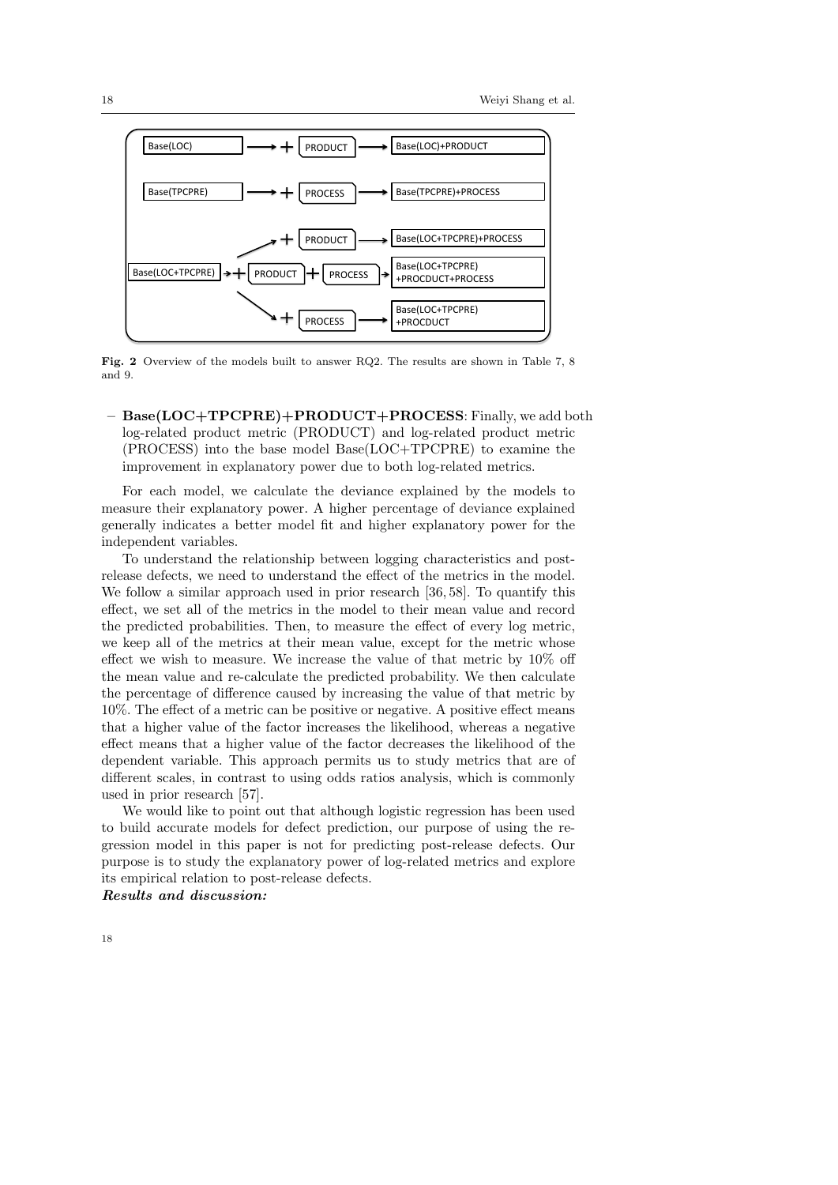Fig. 2 Overview of the models built to answer RQ2. The results are shown in Table 7, 8 and 9.

– **Base(LOC+TPCPRE)+PRODUCT+PROCESS**: Finally, we add both log-related product metric (PRODUCT) and log-related product metric (PROCESS) into the base model Base(LOC+TPCPRE) to examine the improvement in explanatory power due to both log-related metrics.

For each model, we calculate the deviance explained by the models to measure their explanatory power. A higher percentage of deviance explained generally indicates a better model fit and higher explanatory power for the independent variables.

To understand the relationship between logging characteristics and post-release defects, we need to understand the effect of the metrics in the model. We follow a similar approach used in prior research [36, 58]. To quantify this effect, we set all of the metrics in the model to their mean value and record the predicted probabilities. Then, to measure the effect of every log metric, we keep all of the metrics at their mean value, except for the metric whose effect we wish to measure. We increase the value of that metric by 10% off the mean value and re-calculate the predicted probability. We then calculate the percentage of difference caused by increasing the value of that metric by 10%. The effect of a metric can be positive or negative. A positive effect means that a higher value of the factor increases the likelihood, whereas a negative effect means that a higher value of the factor decreases the likelihood of the dependent variable. This approach permits us to study metrics that are of different scales, in contrast to using odds ratios analysis, which is commonly used in prior research [57].

We would like to point out that although logistic regression has been used to build accurate models for defect prediction, our purpose of using the regression model in this paper is not for predicting post-release defects. Our purpose is to study the explanatory power of log-related metrics and explore its empirical relation to post-release defects.

***Results and discussion:***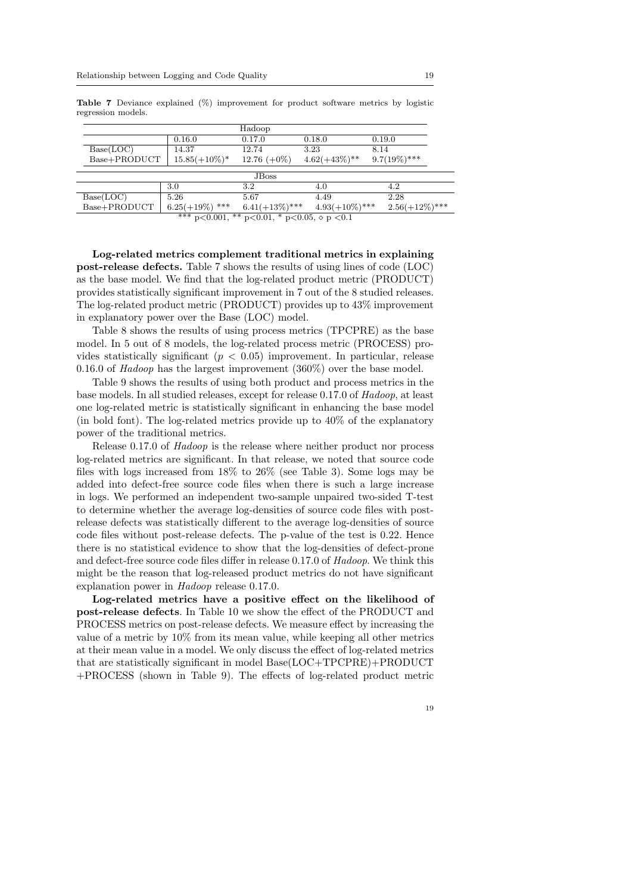**Table 7** Deviance explained (%) improvement for product software metrics by logistic regression models.

| Hadoop | | | | |
|---|---|---|---|---|
| | 0.16.0 | 0.17.0 | 0.18.0 | 0.19.0 |
| Base(LOC) | 14.37 | 12.74 | 3.23 | 8.14 |
| Base+PRODUCT | 15.85(+10%)* | 12.76 (+0%) | 4.62(+43%)** | 9.7(19%)*** |

| JBoss | | | | |
|---|---|---|---|---|
| | 3.0 | 3.2 | 4.0 | 4.2 |
| Base(LOC) | 5.26 | 5.67 | 4.49 | 2.28 |
| Base+PRODUCT | 6.25(+19%) *** | 6.41(+13%)*** | 4.93(+10%)*** | 2.56(+12%)*** |

*** p<0.001, ** p<0.01, * p<0.05, ◇ p <0.1

**Log-related metrics complement traditional metrics in explaining post-release defects.** Table 7 shows the results of using lines of code (LOC) as the base model. We find that the log-related product metric (PRODUCT) provides statistically significant improvement in 7 out of the 8 studied releases. The log-related product metric (PRODUCT) provides up to 43% improvement in explanatory power over the Base (LOC) model.

Table 8 shows the results of using process metrics (TPCPRE) as the base model. In 5 out of 8 models, the log-related process metric (PROCESS) provides statistically significant ($p < 0.05$) improvement. In particular, release 0.16.0 of *Hadoop* has the largest improvement (360%) over the base model.

Table 9 shows the results of using both product and process metrics in the base models. In all studied releases, except for release 0.17.0 of *Hadoop*, at least one log-related metric is statistically significant in enhancing the base model (in bold font). The log-related metrics provide up to 40% of the explanatory power of the traditional metrics.

Release 0.17.0 of *Hadoop* is the release where neither product nor process log-related metrics are significant. In that release, we noted that source code files with logs increased from 18% to 26% (see Table 3). Some logs may be added into defect-free source code files when there is such a large increase in logs. We performed an independent two-sample unpaired two-sided T-test to determine whether the average log-densities of source code files with post-release defects was statistically different to the average log-densities of source code files without post-release defects. The p-value of the test is 0.22. Hence there is no statistical evidence to show that the log-densities of defect-prone and defect-free source code files differ in release 0.17.0 of *Hadoop*. We think this might be the reason that log-released product metrics do not have significant explanation power in *Hadoop* release 0.17.0.

**Log-related metrics have a positive effect on the likelihood of post-release defects**. In Table 10 we show the effect of the PRODUCT and PROCESS metrics on post-release defects. We measure effect by increasing the value of a metric by 10% from its mean value, while keeping all other metrics at their mean value in a model. We only discuss the effect of log-related metrics that are statistically significant in model Base(LOC+TPCPRE)+PRODUCT +PROCESS (shown in Table 9). The effects of log-related product metric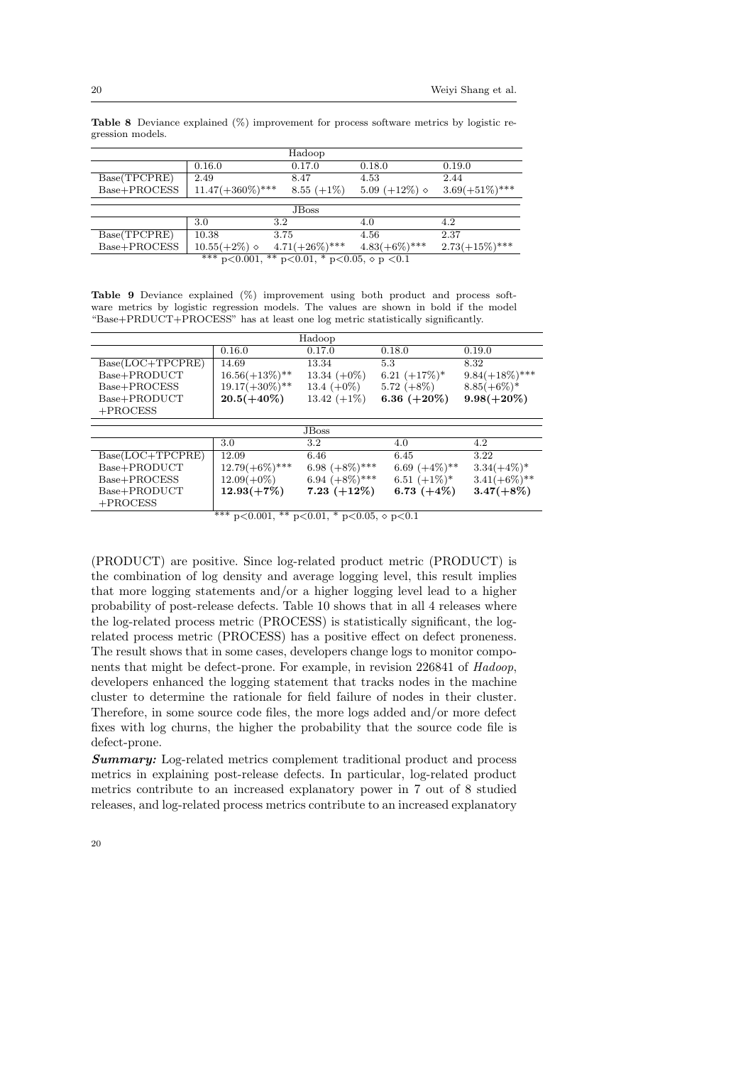**Table 8** Deviance explained (%) improvement for process software metrics by logistic regression models.

| Hadoop | | | | |
|---|---|---|---|---|
| | 0.16.0 | 0.17.0 | 0.18.0 | 0.19.0 |
| Base(TPCPRE) | 2.49 | 8.47 | 4.53 | 2.44 |
| Base+PROCESS | 11.47(+360%)*** | 8.55 (+1%) | 5.09 (+12%) ⋄ | 3.69(+51%)*** |
| **JBoss** | | | | |
| | 3.0 | 3.2 | 4.0 | 4.2 |
| Base(TPCPRE) | 10.38 | 3.75 | 4.56 | 2.37 |
| Base+PROCESS | 10.55(+2%) ⋄ | 4.71(+26%)*** | 4.83(+6%)*** | 2.73(+15%)*** |

*** $p<0.001$, ** $p<0.01$, * $p<0.05$, ⋄ $p<0.1$

**Table 9** Deviance explained (%) improvement using both product and process software metrics by logistic regression models. The values are shown in bold if the model "Base+PRDUCT+PROCESS" has at least one log metric statistically significantly.

| Hadoop | | | | |
|---|---|---|---|---|
| | 0.16.0 | 0.17.0 | 0.18.0 | 0.19.0 |
| Base(LOC+TPCPRE) | 14.69 | 13.34 | 5.3 | 8.32 |
| Base+PRODUCT | 16.56(+13%)** | 13.34 (+0%) | 6.21 (+17%)* | 9.84(+18%)*** |
| Base+PROCESS | 19.17(+30%)** | 13.4 (+0%) | 5.72 (+8%) | 8.85(+6%)* |
| Base+PRODUCT +PROCESS | **20.5(+40%)** | 13.42 (+1%) | **6.36 (+20%)** | **9.98(+20%)** |
| **JBoss** | | | | |
| | 3.0 | 3.2 | 4.0 | 4.2 |
| Base(LOC+TPCPRE) | 12.09 | 6.46 | 6.45 | 3.22 |
| Base+PRODUCT | 12.79(+6%)*** | 6.98 (+8%)*** | 6.69 (+4%)** | 3.34(+4%)* |
| Base+PROCESS | 12.09(+0%) | 6.94 (+8%)*** | 6.51 (+1%)* | 3.41(+6%)** |
| Base+PRODUCT +PROCESS | **12.93(+7%)** | **7.23 (+12%)** | **6.73 (+4%)** | **3.47(+8%)** |

*** $p<0.001$, ** $p<0.01$, * $p<0.05$, ⋄ $p<0.1$

(PRODUCT) are positive. Since log-related product metric (PRODUCT) is the combination of log density and average logging level, this result implies that more logging statements and/or a higher logging level lead to a higher probability of post-release defects. Table 10 shows that in all 4 releases where the log-related process metric (PROCESS) is statistically significant, the log-related process metric (PROCESS) has a positive effect on defect proneness. The result shows that in some cases, developers change logs to monitor components that might be defect-prone. For example, in revision 226841 of *Hadoop*, developers enhanced the logging statement that tracks nodes in the machine cluster to determine the rationale for field failure of nodes in their cluster. Therefore, in some source code files, the more logs added and/or more defect fixes with log churns, the higher the probability that the source code file is defect-prone.

***Summary:*** Log-related metrics complement traditional product and process metrics in explaining post-release defects. In particular, log-related product metrics contribute to an increased explanatory power in 7 out of 8 studied releases, and log-related process metrics contribute to an increased explanatory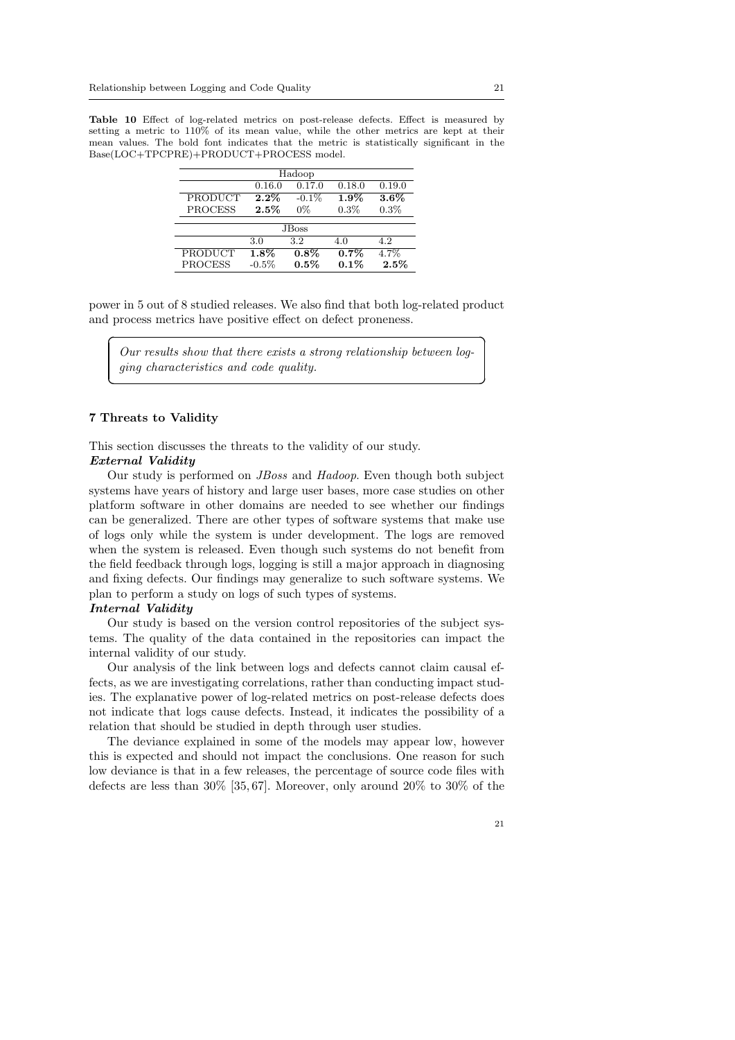**Table 10** Effect of log-related metrics on post-release defects. Effect is measured by setting a metric to 110% of its mean value, while the other metrics are kept at their mean values. The bold font indicates that the metric is statistically significant in the Base(LOC+TPCPRE)+PRODUCT+PROCESS model.

| Hadoop | | | | |
|---|---|---|---|---|
| | 0.16.0 | 0.17.0 | 0.18.0 | 0.19.0 |
| PRODUCT | **2.2%** | -0.1% | **1.9%** | **3.6%** |
| PROCESS | **2.5%** | 0% | 0.3% | 0.3% |
| **JBoss** | | | | |
| | 3.0 | 3.2 | 4.0 | 4.2 |
| PRODUCT | **1.8%** | **0.8%** | **0.7%** | 4.7% |
| PROCESS | -0.5% | **0.5%** | **0.1%** | **2.5%** |

power in 5 out of 8 studied releases. We also find that both log-related product and process metrics have positive effect on defect proneness.

> *Our results show that there exists a strong relationship between logging characteristics and code quality.*

## 7 Threats to Validity

This section discusses the threats to the validity of our study.

***External Validity***

Our study is performed on *JBoss* and *Hadoop*. Even though both subject systems have years of history and large user bases, more case studies on other platform software in other domains are needed to see whether our findings can be generalized. There are other types of software systems that make use of logs only while the system is under development. The logs are removed when the system is released. Even though such systems do not benefit from the field feedback through logs, logging is still a major approach in diagnosing and fixing defects. Our findings may generalize to such software systems. We plan to perform a study on logs of such types of systems.

***Internal Validity***

Our study is based on the version control repositories of the subject systems. The quality of the data contained in the repositories can impact the internal validity of our study.

Our analysis of the link between logs and defects cannot claim causal effects, as we are investigating correlations, rather than conducting impact studies. The explanative power of log-related metrics on post-release defects does not indicate that logs cause defects. Instead, it indicates the possibility of a relation that should be studied in depth through user studies.

The deviance explained in some of the models may appear low, however this is expected and should not impact the conclusions. One reason for such low deviance is that in a few releases, the percentage of source code files with defects are less than 30% [35, 67]. Moreover, only around 20% to 30% of the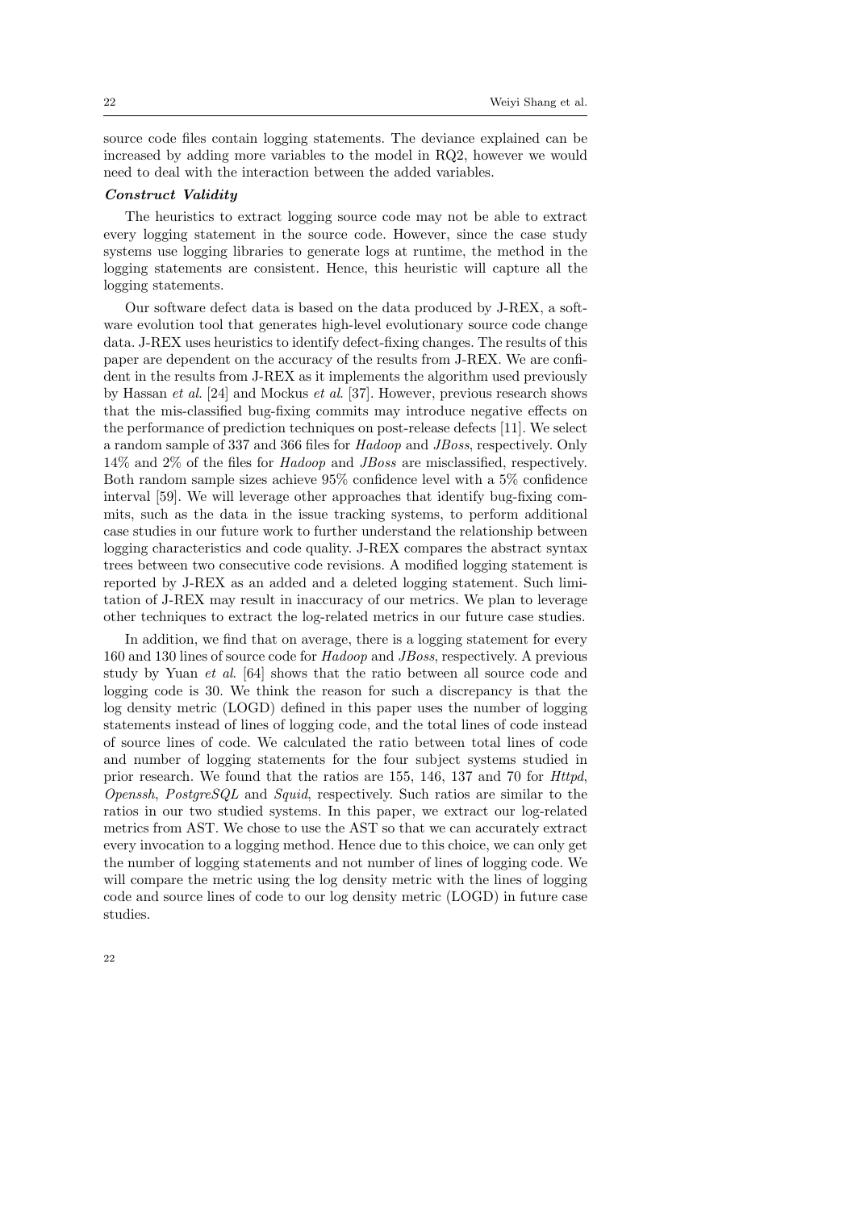source code files contain logging statements. The deviance explained can be increased by adding more variables to the model in RQ2, however we would need to deal with the interaction between the added variables.

#### *Construct Validity*

The heuristics to extract logging source code may not be able to extract every logging statement in the source code. However, since the case study systems use logging libraries to generate logs at runtime, the method in the logging statements are consistent. Hence, this heuristic will capture all the logging statements.

Our software defect data is based on the data produced by J-REX, a software evolution tool that generates high-level evolutionary source code change data. J-REX uses heuristics to identify defect-fixing changes. The results of this paper are dependent on the accuracy of the results from J-REX. We are confident in the results from J-REX as it implements the algorithm used previously by Hassan *et al.* [24] and Mockus *et al.* [37]. However, previous research shows that the mis-classified bug-fixing commits may introduce negative effects on the performance of prediction techniques on post-release defects [11]. We select a random sample of 337 and 366 files for *Hadoop* and *JBoss*, respectively. Only 14% and 2% of the files for *Hadoop* and *JBoss* are misclassified, respectively. Both random sample sizes achieve 95% confidence level with a 5% confidence interval [59]. We will leverage other approaches that identify bug-fixing commits, such as the data in the issue tracking systems, to perform additional case studies in our future work to further understand the relationship between logging characteristics and code quality. J-REX compares the abstract syntax trees between two consecutive code revisions. A modified logging statement is reported by J-REX as an added and a deleted logging statement. Such limitation of J-REX may result in inaccuracy of our metrics. We plan to leverage other techniques to extract the log-related metrics in our future case studies.

In addition, we find that on average, there is a logging statement for every 160 and 130 lines of source code for *Hadoop* and *JBoss*, respectively. A previous study by Yuan *et al.* [64] shows that the ratio between all source code and logging code is 30. We think the reason for such a discrepancy is that the log density metric (LOGD) defined in this paper uses the number of logging statements instead of lines of logging code, and the total lines of code instead of source lines of code. We calculated the ratio between total lines of code and number of logging statements for the four subject systems studied in prior research. We found that the ratios are 155, 146, 137 and 70 for *Httpd*, *Openssh*, *PostgreSQL* and *Squid*, respectively. Such ratios are similar to the ratios in our two studied systems. In this paper, we extract our log-related metrics from AST. We chose to use the AST so that we can accurately extract every invocation to a logging method. Hence due to this choice, we can only get the number of logging statements and not number of lines of logging code. We will compare the metric using the log density metric with the lines of logging code and source lines of code to our log density metric (LOGD) in future case studies.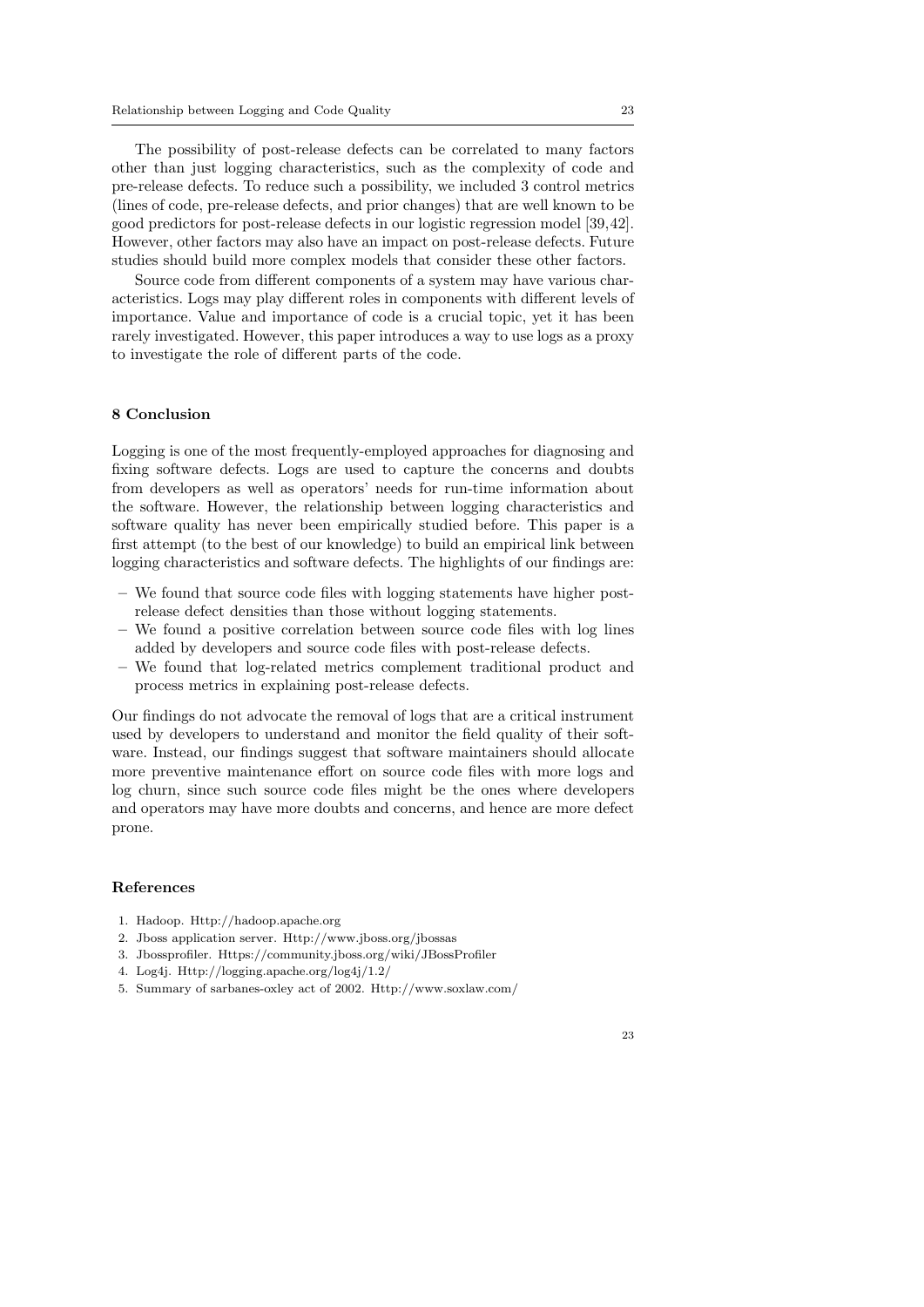The possibility of post-release defects can be correlated to many factors other than just logging characteristics, such as the complexity of code and pre-release defects. To reduce such a possibility, we included 3 control metrics (lines of code, pre-release defects, and prior changes) that are well known to be good predictors for post-release defects in our logistic regression model [39,42]. However, other factors may also have an impact on post-release defects. Future studies should build more complex models that consider these other factors.

Source code from different components of a system may have various characteristics. Logs may play different roles in components with different levels of importance. Value and importance of code is a crucial topic, yet it has been rarely investigated. However, this paper introduces a way to use logs as a proxy to investigate the role of different parts of the code.

## 8 Conclusion

Logging is one of the most frequently-employed approaches for diagnosing and fixing software defects. Logs are used to capture the concerns and doubts from developers as well as operators' needs for run-time information about the software. However, the relationship between logging characteristics and software quality has never been empirically studied before. This paper is a first attempt (to the best of our knowledge) to build an empirical link between logging characteristics and software defects. The highlights of our findings are:

- We found that source code files with logging statements have higher post-release defect densities than those without logging statements.
- We found a positive correlation between source code files with log lines added by developers and source code files with post-release defects.
- We found that log-related metrics complement traditional product and process metrics in explaining post-release defects.

Our findings do not advocate the removal of logs that are a critical instrument used by developers to understand and monitor the field quality of their software. Instead, our findings suggest that software maintainers should allocate more preventive maintenance effort on source code files with more logs and log churn, since such source code files might be the ones where developers and operators may have more doubts and concerns, and hence are more defect prone.

## References

1. Hadoop. Http://hadoop.apache.org
2. Jboss application server. Http://www.jboss.org/jbossas
3. Jbossprofiler. Https://community.jboss.org/wiki/JBossProfiler
4. Log4j. Http://logging.apache.org/log4j/1.2/
5. Summary of sarbanes-oxley act of 2002. Http://www.soxlaw.com/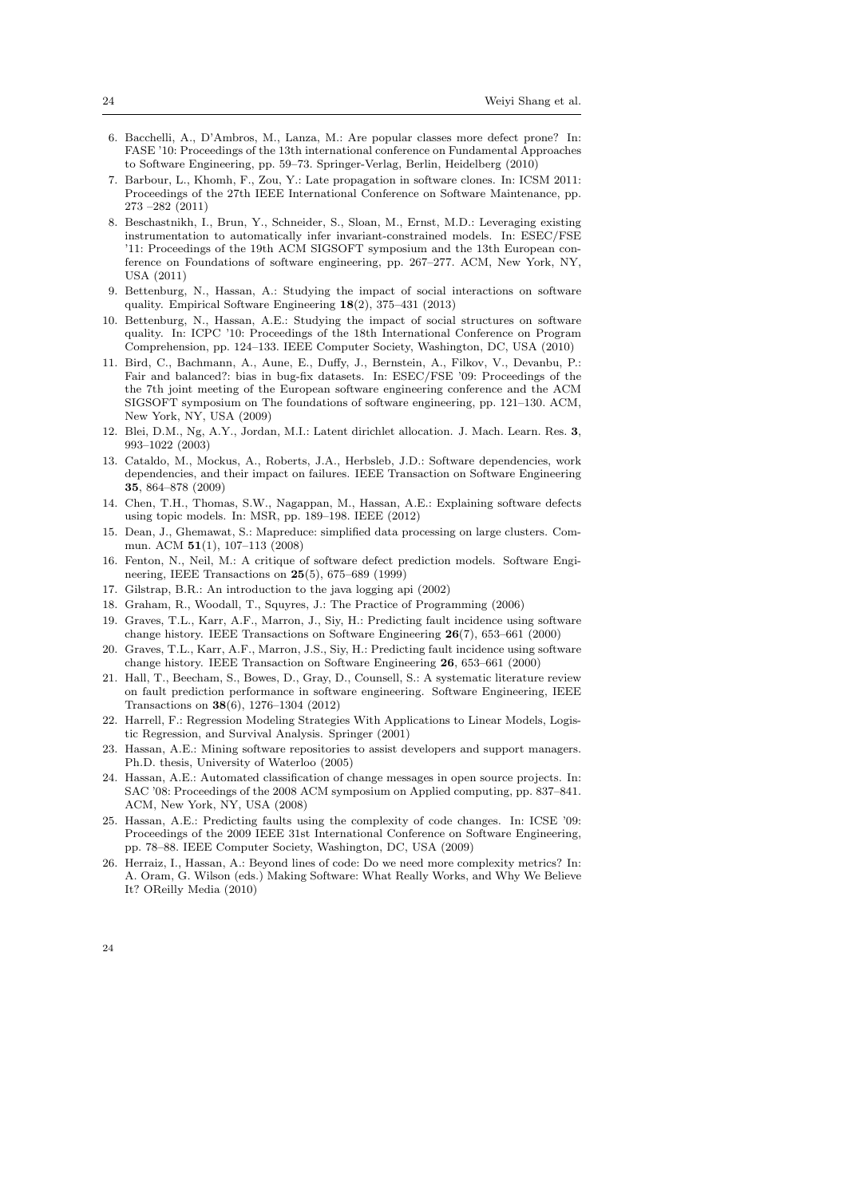6. Bacchelli, A., D'Ambros, M., Lanza, M.: Are popular classes more defect prone? In: FASE '10: Proceedings of the 13th international conference on Fundamental Approaches to Software Engineering, pp. 59–73. Springer-Verlag, Berlin, Heidelberg (2010)
7. Barbour, L., Khomh, F., Zou, Y.: Late propagation in software clones. In: ICSM 2011: Proceedings of the 27th IEEE International Conference on Software Maintenance, pp. 273 –282 (2011)
8. Beschastnikh, I., Brun, Y., Schneider, S., Sloan, M., Ernst, M.D.: Leveraging existing instrumentation to automatically infer invariant-constrained models. In: ESEC/FSE '11: Proceedings of the 19th ACM SIGSOFT symposium and the 13th European conference on Foundations of software engineering, pp. 267–277. ACM, New York, NY, USA (2011)
9. Bettenburg, N., Hassan, A.: Studying the impact of social interactions on software quality. Empirical Software Engineering **18**(2), 375–431 (2013)
10. Bettenburg, N., Hassan, A.E.: Studying the impact of social structures on software quality. In: ICPC '10: Proceedings of the 18th International Conference on Program Comprehension, pp. 124–133. IEEE Computer Society, Washington, DC, USA (2010)
11. Bird, C., Bachmann, A., Aune, E., Duffy, J., Bernstein, A., Filkov, V., Devanbu, P.: Fair and balanced?: bias in bug-fix datasets. In: ESEC/FSE '09: Proceedings of the the 7th joint meeting of the European software engineering conference and the ACM SIGSOFT symposium on The foundations of software engineering, pp. 121–130. ACM, New York, NY, USA (2009)
12. Blei, D.M., Ng, A.Y., Jordan, M.I.: Latent dirichlet allocation. J. Mach. Learn. Res. **3**, 993–1022 (2003)
13. Cataldo, M., Mockus, A., Roberts, J.A., Herbsleb, J.D.: Software dependencies, work dependencies, and their impact on failures. IEEE Transaction on Software Engineering **35**, 864–878 (2009)
14. Chen, T.H., Thomas, S.W., Nagappan, M., Hassan, A.E.: Explaining software defects using topic models. In: MSR, pp. 189–198. IEEE (2012)
15. Dean, J., Ghemawat, S.: Mapreduce: simplified data processing on large clusters. Commun. ACM **51**(1), 107–113 (2008)
16. Fenton, N., Neil, M.: A critique of software defect prediction models. Software Engineering, IEEE Transactions on **25**(5), 675–689 (1999)
17. Gilstrap, B.R.: An introduction to the java logging api (2002)
18. Graham, R., Woodall, T., Squyres, J.: The Practice of Programming (2006)
19. Graves, T.L., Karr, A.F., Marron, J., Siy, H.: Predicting fault incidence using software change history. IEEE Transactions on Software Engineering **26**(7), 653–661 (2000)
20. Graves, T.L., Karr, A.F., Marron, J.S., Siy, H.: Predicting fault incidence using software change history. IEEE Transaction on Software Engineering **26**, 653–661 (2000)
21. Hall, T., Beecham, S., Bowes, D., Gray, D., Counsell, S.: A systematic literature review on fault prediction performance in software engineering. Software Engineering, IEEE Transactions on **38**(6), 1276–1304 (2012)
22. Harrell, F.: Regression Modeling Strategies With Applications to Linear Models, Logistic Regression, and Survival Analysis. Springer (2001)
23. Hassan, A.E.: Mining software repositories to assist developers and support managers. Ph.D. thesis, University of Waterloo (2005)
24. Hassan, A.E.: Automated classification of change messages in open source projects. In: SAC '08: Proceedings of the 2008 ACM symposium on Applied computing, pp. 837–841. ACM, New York, NY, USA (2008)
25. Hassan, A.E.: Predicting faults using the complexity of code changes. In: ICSE '09: Proceedings of the 2009 IEEE 31st International Conference on Software Engineering, pp. 78–88. IEEE Computer Society, Washington, DC, USA (2009)
26. Herraiz, I., Hassan, A.: Beyond lines of code: Do we need more complexity metrics? In: A. Oram, G. Wilson (eds.) Making Software: What Really Works, and Why We Believe It? OReilly Media (2010)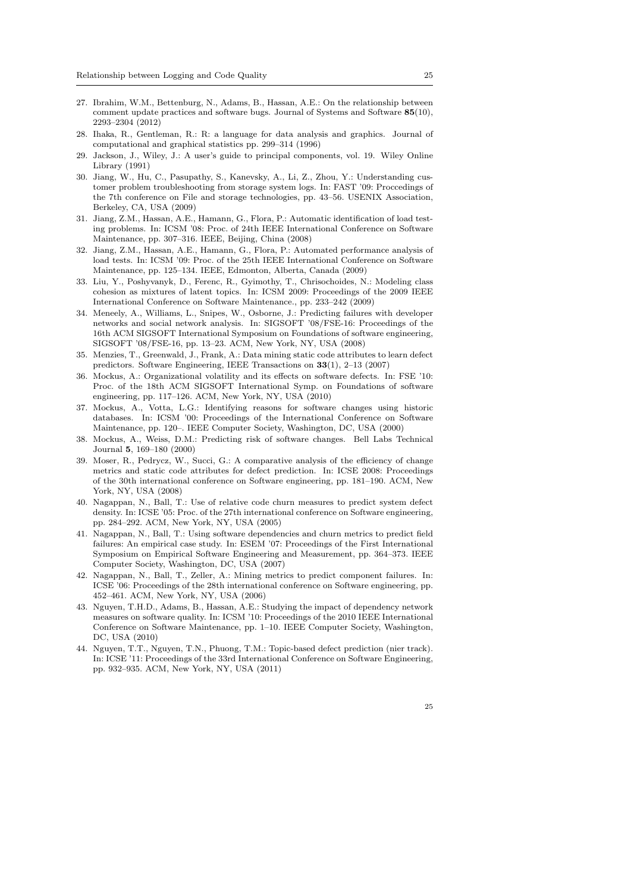27. Ibrahim, W.M., Bettenburg, N., Adams, B., Hassan, A.E.: On the relationship between comment update practices and software bugs. Journal of Systems and Software **85**(10), 2293–2304 (2012)
28. Ihaka, R., Gentleman, R.: R: a language for data analysis and graphics. Journal of computational and graphical statistics pp. 299–314 (1996)
29. Jackson, J., Wiley, J.: A user's guide to principal components, vol. 19. Wiley Online Library (1991)
30. Jiang, W., Hu, C., Pasupathy, S., Kanevsky, A., Li, Z., Zhou, Y.: Understanding customer problem troubleshooting from storage system logs. In: FAST '09: Proccedings of the 7th conference on File and storage technologies, pp. 43–56. USENIX Association, Berkeley, CA, USA (2009)
31. Jiang, Z.M., Hassan, A.E., Hamann, G., Flora, P.: Automatic identification of load testing problems. In: ICSM '08: Proc. of 24th IEEE International Conference on Software Maintenance, pp. 307–316. IEEE, Beijing, China (2008)
32. Jiang, Z.M., Hassan, A.E., Hamann, G., Flora, P.: Automated performance analysis of load tests. In: ICSM '09: Proc. of the 25th IEEE International Conference on Software Maintenance, pp. 125–134. IEEE, Edmonton, Alberta, Canada (2009)
33. Liu, Y., Poshyvanyk, D., Ferenc, R., Gyimothy, T., Chrisochoides, N.: Modeling class cohesion as mixtures of latent topics. In: ICSM 2009: Proceedings of the 2009 IEEE International Conference on Software Maintenance., pp. 233–242 (2009)
34. Meneely, A., Williams, L., Snipes, W., Osborne, J.: Predicting failures with developer networks and social network analysis. In: SIGSOFT '08/FSE-16: Proceedings of the 16th ACM SIGSOFT International Symposium on Foundations of software engineering, SIGSOFT '08/FSE-16, pp. 13–23. ACM, New York, NY, USA (2008)
35. Menzies, T., Greenwald, J., Frank, A.: Data mining static code attributes to learn defect predictors. Software Engineering, IEEE Transactions on **33**(1), 2–13 (2007)
36. Mockus, A.: Organizational volatility and its effects on software defects. In: FSE '10: Proc. of the 18th ACM SIGSOFT International Symp. on Foundations of software engineering, pp. 117–126. ACM, New York, NY, USA (2010)
37. Mockus, A., Votta, L.G.: Identifying reasons for software changes using historic databases. In: ICSM '00: Proceedings of the International Conference on Software Maintenance, pp. 120–. IEEE Computer Society, Washington, DC, USA (2000)
38. Mockus, A., Weiss, D.M.: Predicting risk of software changes. Bell Labs Technical Journal **5**, 169–180 (2000)
39. Moser, R., Pedrycz, W., Succi, G.: A comparative analysis of the efficiency of change metrics and static code attributes for defect prediction. In: ICSE 2008: Proceedings of the 30th international conference on Software engineering, pp. 181–190. ACM, New York, NY, USA (2008)
40. Nagappan, N., Ball, T.: Use of relative code churn measures to predict system defect density. In: ICSE '05: Proc. of the 27th international conference on Software engineering, pp. 284–292. ACM, New York, NY, USA (2005)
41. Nagappan, N., Ball, T.: Using software dependencies and churn metrics to predict field failures: An empirical case study. In: ESEM '07: Proceedings of the First International Symposium on Empirical Software Engineering and Measurement, pp. 364–373. IEEE Computer Society, Washington, DC, USA (2007)
42. Nagappan, N., Ball, T., Zeller, A.: Mining metrics to predict component failures. In: ICSE '06: Proceedings of the 28th international conference on Software engineering, pp. 452–461. ACM, New York, NY, USA (2006)
43. Nguyen, T.H.D., Adams, B., Hassan, A.E.: Studying the impact of dependency network measures on software quality. In: ICSM '10: Proceedings of the 2010 IEEE International Conference on Software Maintenance, pp. 1–10. IEEE Computer Society, Washington, DC, USA (2010)
44. Nguyen, T.T., Nguyen, T.N., Phuong, T.M.: Topic-based defect prediction (nier track). In: ICSE '11: Proceedings of the 33rd International Conference on Software Engineering, pp. 932–935. ACM, New York, NY, USA (2011)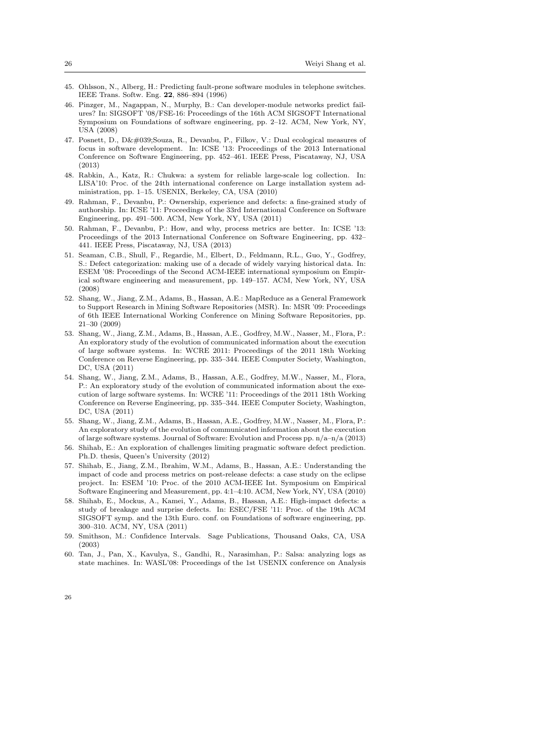45. Ohlsson, N., Alberg, H.: Predicting fault-prone software modules in telephone switches. IEEE Trans. Softw. Eng. **22**, 886–894 (1996)
46. Pinzger, M., Nagappan, N., Murphy, B.: Can developer-module networks predict failures? In: SIGSOFT '08/FSE-16: Proceedings of the 16th ACM SIGSOFT International Symposium on Foundations of software engineering, pp. 2–12. ACM, New York, NY, USA (2008)
47. Posnett, D., D&#039;Souza, R., Devanbu, P., Filkov, V.: Dual ecological measures of focus in software development. In: ICSE '13: Proceedings of the 2013 International Conference on Software Engineering, pp. 452–461. IEEE Press, Piscataway, NJ, USA (2013)
48. Rabkin, A., Katz, R.: Chukwa: a system for reliable large-scale log collection. In: LISA'10: Proc. of the 24th international conference on Large installation system administration, pp. 1–15. USENIX, Berkeley, CA, USA (2010)
49. Rahman, F., Devanbu, P.: Ownership, experience and defects: a fine-grained study of authorship. In: ICSE '11: Proceedings of the 33rd International Conference on Software Engineering, pp. 491–500. ACM, New York, NY, USA (2011)
50. Rahman, F., Devanbu, P.: How, and why, process metrics are better. In: ICSE '13: Proceedings of the 2013 International Conference on Software Engineering, pp. 432–441. IEEE Press, Piscataway, NJ, USA (2013)
51. Seaman, C.B., Shull, F., Regardie, M., Elbert, D., Feldmann, R.L., Guo, Y., Godfrey, S.: Defect categorization: making use of a decade of widely varying historical data. In: ESEM '08: Proceedings of the Second ACM-IEEE international symposium on Empirical software engineering and measurement, pp. 149–157. ACM, New York, NY, USA (2008)
52. Shang, W., Jiang, Z.M., Adams, B., Hassan, A.E.: MapReduce as a General Framework to Support Research in Mining Software Repositories (MSR). In: MSR '09: Proceedings of 6th IEEE International Working Conference on Mining Software Repositories, pp. 21–30 (2009)
53. Shang, W., Jiang, Z.M., Adams, B., Hassan, A.E., Godfrey, M.W., Nasser, M., Flora, P.: An exploratory study of the evolution of communicated information about the execution of large software systems. In: WCRE 2011: Proceedings of the 2011 18th Working Conference on Reverse Engineering, pp. 335–344. IEEE Computer Society, Washington, DC, USA (2011)
54. Shang, W., Jiang, Z.M., Adams, B., Hassan, A.E., Godfrey, M.W., Nasser, M., Flora, P.: An exploratory study of the evolution of communicated information about the execution of large software systems. In: WCRE '11: Proceedings of the 2011 18th Working Conference on Reverse Engineering, pp. 335–344. IEEE Computer Society, Washington, DC, USA (2011)
55. Shang, W., Jiang, Z.M., Adams, B., Hassan, A.E., Godfrey, M.W., Nasser, M., Flora, P.: An exploratory study of the evolution of communicated information about the execution of large software systems. Journal of Software: Evolution and Process pp. n/a–n/a (2013)
56. Shihab, E.: An exploration of challenges limiting pragmatic software defect prediction. Ph.D. thesis, Queen's University (2012)
57. Shihab, E., Jiang, Z.M., Ibrahim, W.M., Adams, B., Hassan, A.E.: Understanding the impact of code and process metrics on post-release defects: a case study on the eclipse project. In: ESEM '10: Proc. of the 2010 ACM-IEEE Int. Symposium on Empirical Software Engineering and Measurement, pp. 4:1–4:10. ACM, New York, NY, USA (2010)
58. Shihab, E., Mockus, A., Kamei, Y., Adams, B., Hassan, A.E.: High-impact defects: a study of breakage and surprise defects. In: ESEC/FSE '11: Proc. of the 19th ACM SIGSOFT symp. and the 13th Euro. conf. on Foundations of software engineering, pp. 300–310. ACM, NY, USA (2011)
59. Smithson, M.: Confidence Intervals. Sage Publications, Thousand Oaks, CA, USA (2003)
60. Tan, J., Pan, X., Kavulya, S., Gandhi, R., Narasimhan, P.: Salsa: analyzing logs as state machines. In: WASL'08: Proceedings of the 1st USENIX conference on Analysis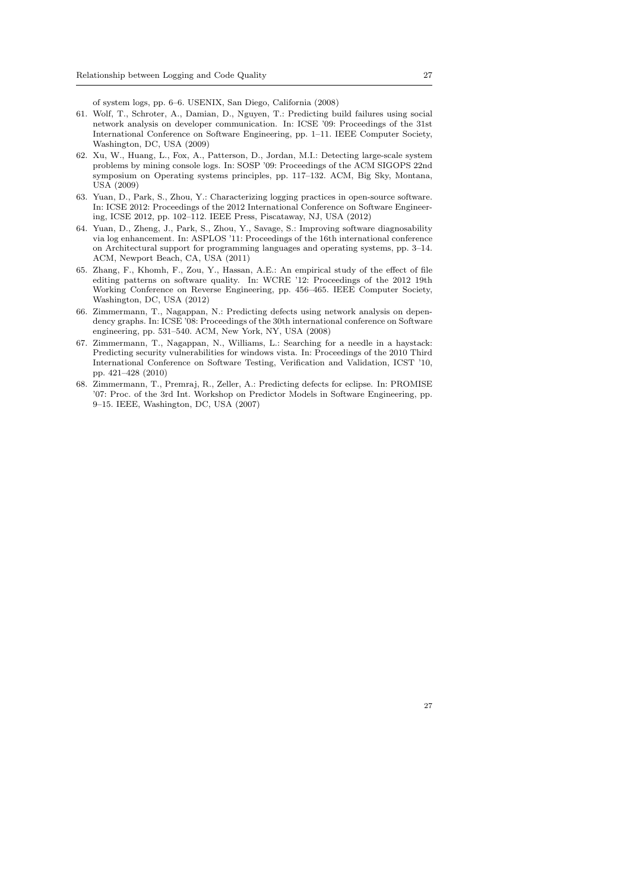of system logs, pp. 6–6. USENIX, San Diego, California (2008)

61. Wolf, T., Schroter, A., Damian, D., Nguyen, T.: Predicting build failures using social network analysis on developer communication. In: ICSE '09: Proceedings of the 31st International Conference on Software Engineering, pp. 1–11. IEEE Computer Society, Washington, DC, USA (2009)
62. Xu, W., Huang, L., Fox, A., Patterson, D., Jordan, M.I.: Detecting large-scale system problems by mining console logs. In: SOSP '09: Proceedings of the ACM SIGOPS 22nd symposium on Operating systems principles, pp. 117–132. ACM, Big Sky, Montana, USA (2009)
63. Yuan, D., Park, S., Zhou, Y.: Characterizing logging practices in open-source software. In: ICSE 2012: Proceedings of the 2012 International Conference on Software Engineering, ICSE 2012, pp. 102–112. IEEE Press, Piscataway, NJ, USA (2012)
64. Yuan, D., Zheng, J., Park, S., Zhou, Y., Savage, S.: Improving software diagnosability via log enhancement. In: ASPLOS '11: Proceedings of the 16th international conference on Architectural support for programming languages and operating systems, pp. 3–14. ACM, Newport Beach, CA, USA (2011)
65. Zhang, F., Khomh, F., Zou, Y., Hassan, A.E.: An empirical study of the effect of file editing patterns on software quality. In: WCRE '12: Proceedings of the 2012 19th Working Conference on Reverse Engineering, pp. 456–465. IEEE Computer Society, Washington, DC, USA (2012)
66. Zimmermann, T., Nagappan, N.: Predicting defects using network analysis on dependency graphs. In: ICSE '08: Proceedings of the 30th international conference on Software engineering, pp. 531–540. ACM, New York, NY, USA (2008)
67. Zimmermann, T., Nagappan, N., Williams, L.: Searching for a needle in a haystack: Predicting security vulnerabilities for windows vista. In: Proceedings of the 2010 Third International Conference on Software Testing, Verification and Validation, ICST '10, pp. 421–428 (2010)
68. Zimmermann, T., Premraj, R., Zeller, A.: Predicting defects for eclipse. In: PROMISE '07: Proc. of the 3rd Int. Workshop on Predictor Models in Software Engineering, pp. 9–15. IEEE, Washington, DC, USA (2007)